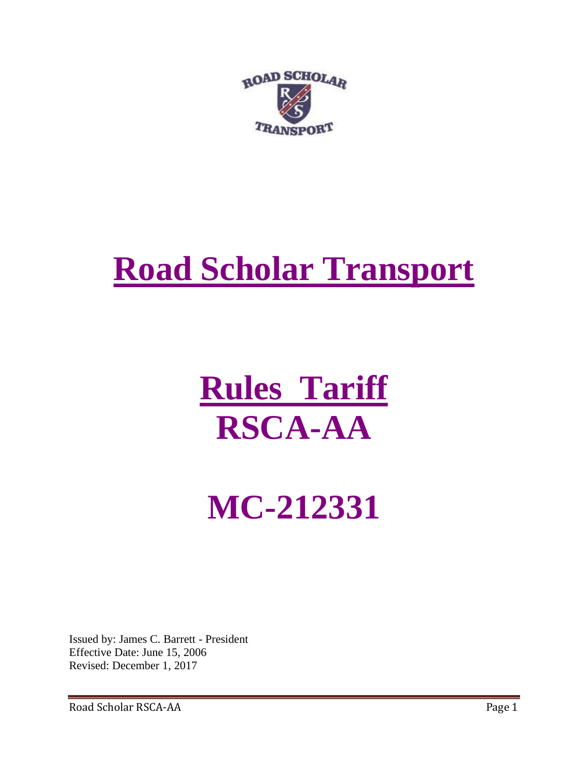# Road Scholar Transport

# Rules Tariff RSCA-AA

# MC-212331

Issued by: James C. Barrett - President
Effective Date: June 15, 2006
Revised: December 1, 2017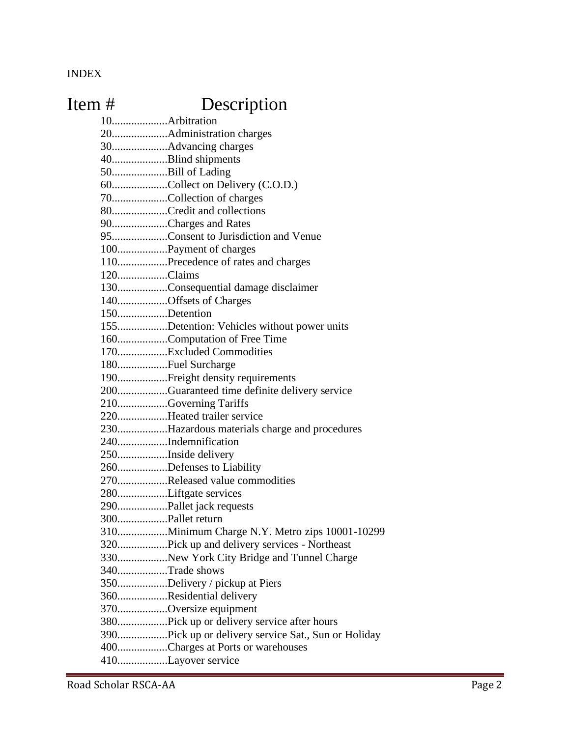INDEX

# Item # Description

10....................Arbitration
20....................Administration charges
30....................Advancing charges
40....................Blind shipments
50....................Bill of Lading
60....................Collect on Delivery (C.O.D.)
70....................Collection of charges
80....................Credit and collections
90....................Charges and Rates
95....................Consent to Jurisdiction and Venue
100..................Payment of charges
110..................Precedence of rates and charges
120..................Claims
130..................Consequential damage disclaimer
140..................Offsets of Charges
150..................Detention
155..................Detention: Vehicles without power units
160..................Computation of Free Time
170..................Excluded Commodities
180..................Fuel Surcharge
190..................Freight density requirements
200..................Guaranteed time definite delivery service
210..................Governing Tariffs
220..................Heated trailer service
230..................Hazardous materials charge and procedures
240..................Indemnification
250..................Inside delivery
260..................Defenses to Liability
270..................Released value commodities
280..................Liftgate services
290..................Pallet jack requests
300..................Pallet return
310..................Minimum Charge N.Y. Metro zips 10001-10299
320..................Pick up and delivery services - Northeast
330..................New York City Bridge and Tunnel Charge
340..................Trade shows
350..................Delivery / pickup at Piers
360..................Residential delivery
370..................Oversize equipment
380..................Pick up or delivery service after hours
390..................Pick up or delivery service Sat., Sun or Holiday
400..................Charges at Ports or warehouses
410..................Layover service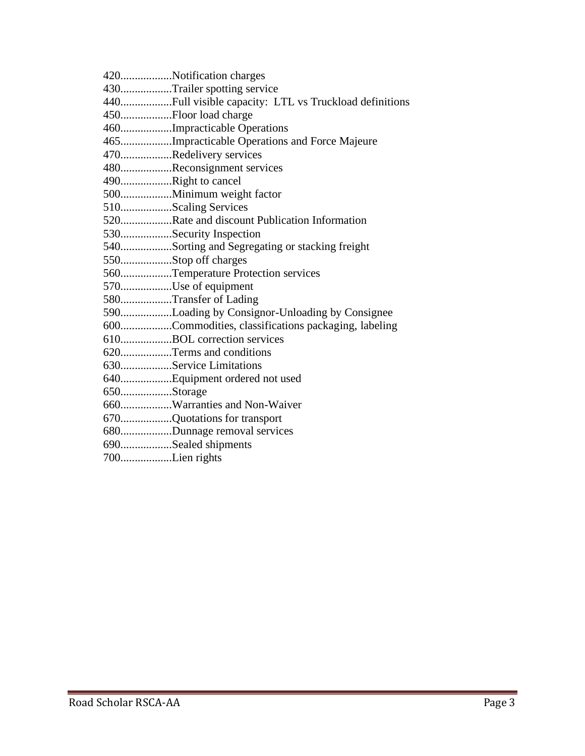420.................Notification charges
430.................Trailer spotting service
440.................Full visible capacity: LTL vs Truckload definitions
450.................Floor load charge
460.................Impracticable Operations
465.................Impracticable Operations and Force Majeure
470.................Redelivery services
480.................Reconsignment services
490.................Right to cancel
500.................Minimum weight factor
510.................Scaling Services
520.................Rate and discount Publication Information
530.................Security Inspection
540.................Sorting and Segregating or stacking freight
550.................Stop off charges
560.................Temperature Protection services
570.................Use of equipment
580.................Transfer of Lading
590.................Loading by Consignor-Unloading by Consignee
600.................Commodities, classifications packaging, labeling
610.................BOL correction services
620.................Terms and conditions
630.................Service Limitations
640.................Equipment ordered not used
650.................Storage
660.................Warranties and Non-Waiver
670.................Quotations for transport
680.................Dunnage removal services
690.................Sealed shipments
700.................Lien rights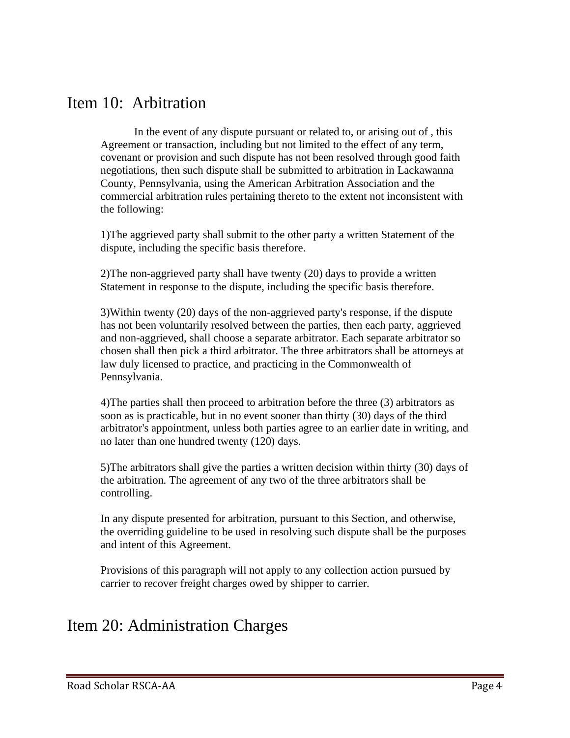# Item 10: Arbitration

In the event of any dispute pursuant or related to, or arising out of , this Agreement or transaction, including but not limited to the effect of any term, covenant or provision and such dispute has not been resolved through good faith negotiations, then such dispute shall be submitted to arbitration in Lackawanna County, Pennsylvania, using the American Arbitration Association and the commercial arbitration rules pertaining thereto to the extent not inconsistent with the following:

1)The aggrieved party shall submit to the other party a written Statement of the dispute, including the specific basis therefore.

2)The non-aggrieved party shall have twenty (20) days to provide a written Statement in response to the dispute, including the specific basis therefore.

3)Within twenty (20) days of the non-aggrieved party's response, if the dispute has not been voluntarily resolved between the parties, then each party, aggrieved and non-aggrieved, shall choose a separate arbitrator. Each separate arbitrator so chosen shall then pick a third arbitrator. The three arbitrators shall be attorneys at law duly licensed to practice, and practicing in the Commonwealth of Pennsylvania.

4)The parties shall then proceed to arbitration before the three (3) arbitrators as soon as is practicable, but in no event sooner than thirty (30) days of the third arbitrator's appointment, unless both parties agree to an earlier date in writing, and no later than one hundred twenty (120) days.

5)The arbitrators shall give the parties a written decision within thirty (30) days of the arbitration. The agreement of any two of the three arbitrators shall be controlling.

In any dispute presented for arbitration, pursuant to this Section, and otherwise, the overriding guideline to be used in resolving such dispute shall be the purposes and intent of this Agreement.

Provisions of this paragraph will not apply to any collection action pursued by carrier to recover freight charges owed by shipper to carrier.

# Item 20: Administration Charges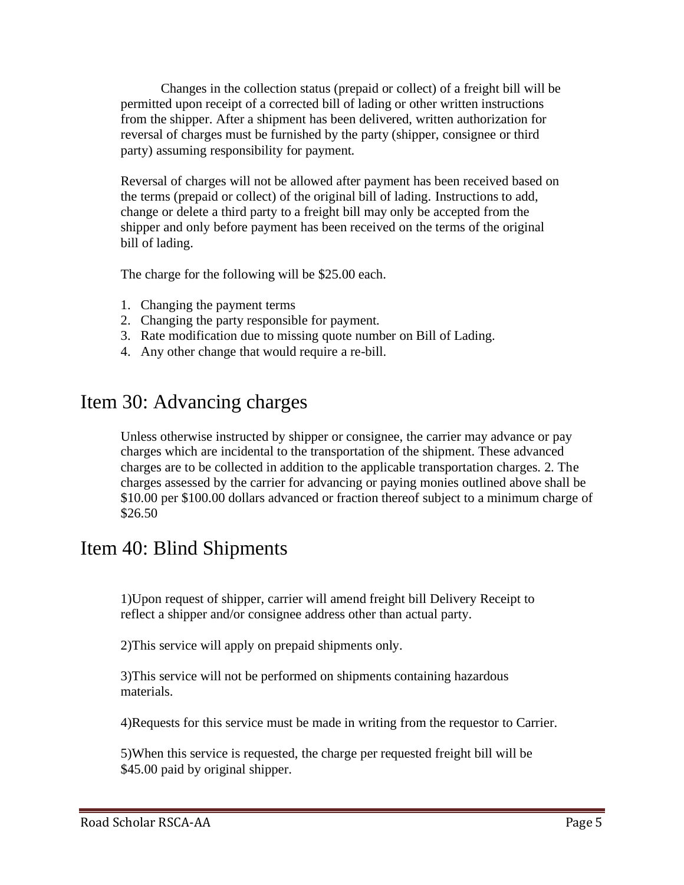Changes in the collection status (prepaid or collect) of a freight bill will be permitted upon receipt of a corrected bill of lading or other written instructions from the shipper. After a shipment has been delivered, written authorization for reversal of charges must be furnished by the party (shipper, consignee or third party) assuming responsibility for payment.

Reversal of charges will not be allowed after payment has been received based on the terms (prepaid or collect) of the original bill of lading. Instructions to add, change or delete a third party to a freight bill may only be accepted from the shipper and only before payment has been received on the terms of the original bill of lading.

The charge for the following will be $25.00 each.

1. Changing the payment terms
2. Changing the party responsible for payment.
3. Rate modification due to missing quote number on Bill of Lading.
4. Any other change that would require a re-bill.

# Item 30: Advancing charges

Unless otherwise instructed by shipper or consignee, the carrier may advance or pay charges which are incidental to the transportation of the shipment. These advanced charges are to be collected in addition to the applicable transportation charges. 2. The charges assessed by the carrier for advancing or paying monies outlined above shall be $10.00 per $100.00 dollars advanced or fraction thereof subject to a minimum charge of $26.50

# Item 40: Blind Shipments

1)Upon request of shipper, carrier will amend freight bill Delivery Receipt to reflect a shipper and/or consignee address other than actual party.

2)This service will apply on prepaid shipments only.

3)This service will not be performed on shipments containing hazardous materials.

4)Requests for this service must be made in writing from the requestor to Carrier.

5)When this service is requested, the charge per requested freight bill will be $45.00 paid by original shipper.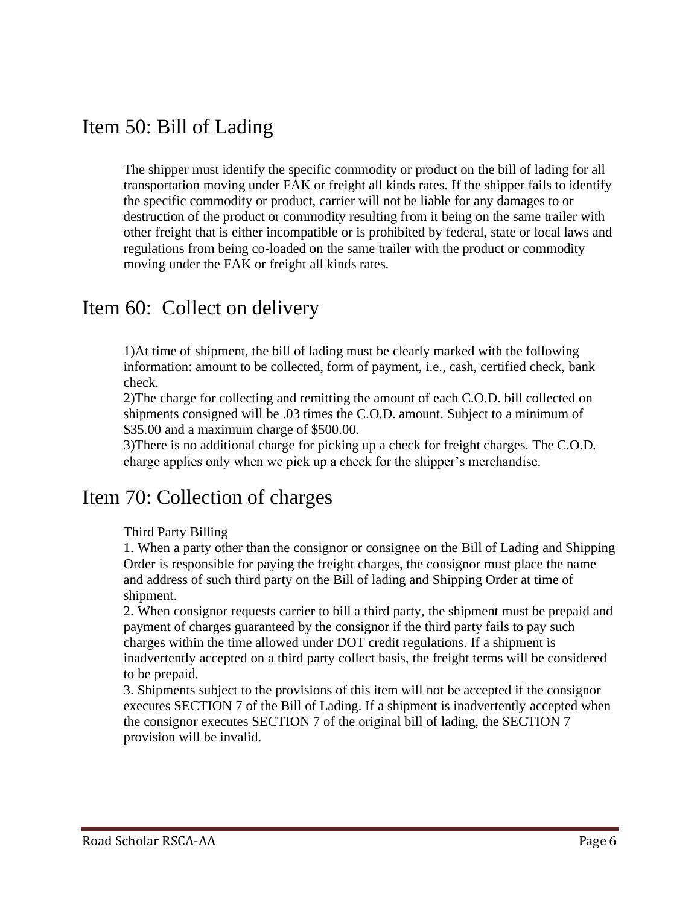## Item 50: Bill of Lading

The shipper must identify the specific commodity or product on the bill of lading for all transportation moving under FAK or freight all kinds rates. If the shipper fails to identify the specific commodity or product, carrier will not be liable for any damages to or destruction of the product or commodity resulting from it being on the same trailer with other freight that is either incompatible or is prohibited by federal, state or local laws and regulations from being co-loaded on the same trailer with the product or commodity moving under the FAK or freight all kinds rates.

## Item 60: Collect on delivery

1)At time of shipment, the bill of lading must be clearly marked with the following information: amount to be collected, form of payment, i.e., cash, certified check, bank check.
2)The charge for collecting and remitting the amount of each C.O.D. bill collected on shipments consigned will be .03 times the C.O.D. amount. Subject to a minimum of $35.00 and a maximum charge of $500.00.
3)There is no additional charge for picking up a check for freight charges. The C.O.D. charge applies only when we pick up a check for the shipper's merchandise.

## Item 70: Collection of charges

Third Party Billing

1. When a party other than the consignor or consignee on the Bill of Lading and Shipping Order is responsible for paying the freight charges, the consignor must place the name and address of such third party on the Bill of lading and Shipping Order at time of shipment.
2. When consignor requests carrier to bill a third party, the shipment must be prepaid and payment of charges guaranteed by the consignor if the third party fails to pay such charges within the time allowed under DOT credit regulations. If a shipment is inadvertently accepted on a third party collect basis, the freight terms will be considered to be prepaid.
3. Shipments subject to the provisions of this item will not be accepted if the consignor executes SECTION 7 of the Bill of Lading. If a shipment is inadvertently accepted when the consignor executes SECTION 7 of the original bill of lading, the SECTION 7 provision will be invalid.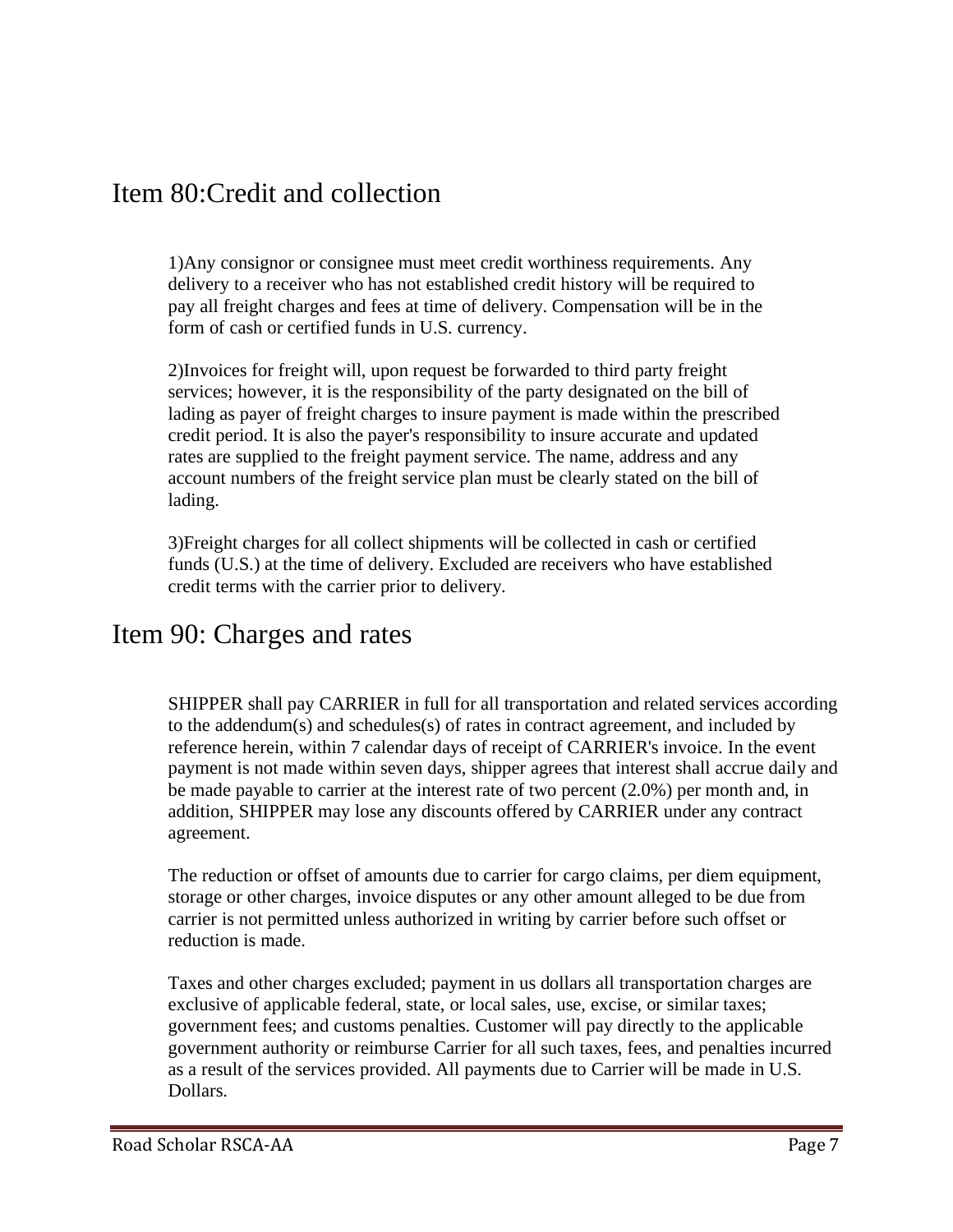## Item 80:Credit and collection

1)Any consignor or consignee must meet credit worthiness requirements. Any delivery to a receiver who has not established credit history will be required to pay all freight charges and fees at time of delivery. Compensation will be in the form of cash or certified funds in U.S. currency.

2)Invoices for freight will, upon request be forwarded to third party freight services; however, it is the responsibility of the party designated on the bill of lading as payer of freight charges to insure payment is made within the prescribed credit period. It is also the payer's responsibility to insure accurate and updated rates are supplied to the freight payment service. The name, address and any account numbers of the freight service plan must be clearly stated on the bill of lading.

3)Freight charges for all collect shipments will be collected in cash or certified funds (U.S.) at the time of delivery. Excluded are receivers who have established credit terms with the carrier prior to delivery.

## Item 90: Charges and rates

SHIPPER shall pay CARRIER in full for all transportation and related services according to the addendum(s) and schedules(s) of rates in contract agreement, and included by reference herein, within 7 calendar days of receipt of CARRIER's invoice. In the event payment is not made within seven days, shipper agrees that interest shall accrue daily and be made payable to carrier at the interest rate of two percent (2.0%) per month and, in addition, SHIPPER may lose any discounts offered by CARRIER under any contract agreement.

The reduction or offset of amounts due to carrier for cargo claims, per diem equipment, storage or other charges, invoice disputes or any other amount alleged to be due from carrier is not permitted unless authorized in writing by carrier before such offset or reduction is made.

Taxes and other charges excluded; payment in us dollars all transportation charges are exclusive of applicable federal, state, or local sales, use, excise, or similar taxes; government fees; and customs penalties. Customer will pay directly to the applicable government authority or reimburse Carrier for all such taxes, fees, and penalties incurred as a result of the services provided. All payments due to Carrier will be made in U.S. Dollars.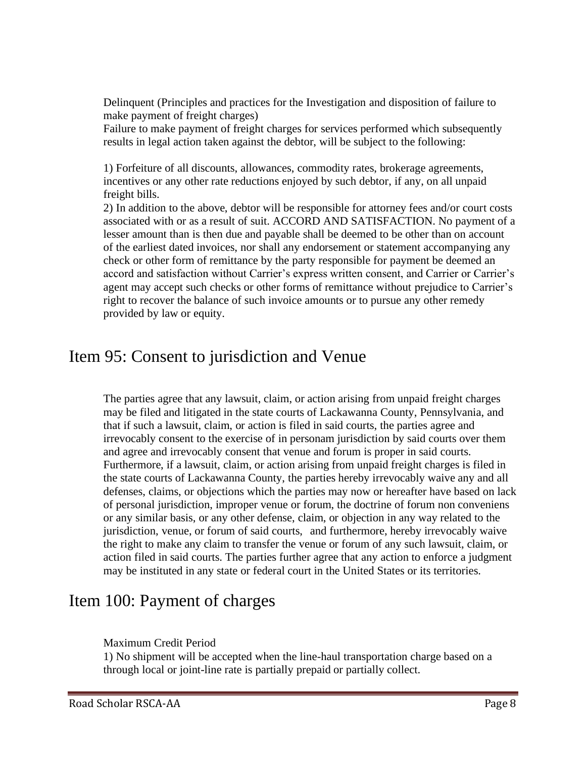Delinquent (Principles and practices for the Investigation and disposition of failure to make payment of freight charges)

Failure to make payment of freight charges for services performed which subsequently results in legal action taken against the debtor, will be subject to the following:

1) Forfeiture of all discounts, allowances, commodity rates, brokerage agreements, incentives or any other rate reductions enjoyed by such debtor, if any, on all unpaid freight bills.

2) In addition to the above, debtor will be responsible for attorney fees and/or court costs associated with or as a result of suit. ACCORD AND SATISFACTION. No payment of a lesser amount than is then due and payable shall be deemed to be other than on account of the earliest dated invoices, nor shall any endorsement or statement accompanying any check or other form of remittance by the party responsible for payment be deemed an accord and satisfaction without Carrier's express written consent, and Carrier or Carrier's agent may accept such checks or other forms of remittance without prejudice to Carrier's right to recover the balance of such invoice amounts or to pursue any other remedy provided by law or equity.

## Item 95: Consent to jurisdiction and Venue

The parties agree that any lawsuit, claim, or action arising from unpaid freight charges may be filed and litigated in the state courts of Lackawanna County, Pennsylvania, and that if such a lawsuit, claim, or action is filed in said courts, the parties agree and irrevocably consent to the exercise of in personam jurisdiction by said courts over them and agree and irrevocably consent that venue and forum is proper in said courts. Furthermore, if a lawsuit, claim, or action arising from unpaid freight charges is filed in the state courts of Lackawanna County, the parties hereby irrevocably waive any and all defenses, claims, or objections which the parties may now or hereafter have based on lack of personal jurisdiction, improper venue or forum, the doctrine of forum non conveniens or any similar basis, or any other defense, claim, or objection in any way related to the jurisdiction, venue, or forum of said courts, and furthermore, hereby irrevocably waive the right to make any claim to transfer the venue or forum of any such lawsuit, claim, or action filed in said courts. The parties further agree that any action to enforce a judgment may be instituted in any state or federal court in the United States or its territories.

## Item 100: Payment of charges

Maximum Credit Period

1) No shipment will be accepted when the line-haul transportation charge based on a through local or joint-line rate is partially prepaid or partially collect.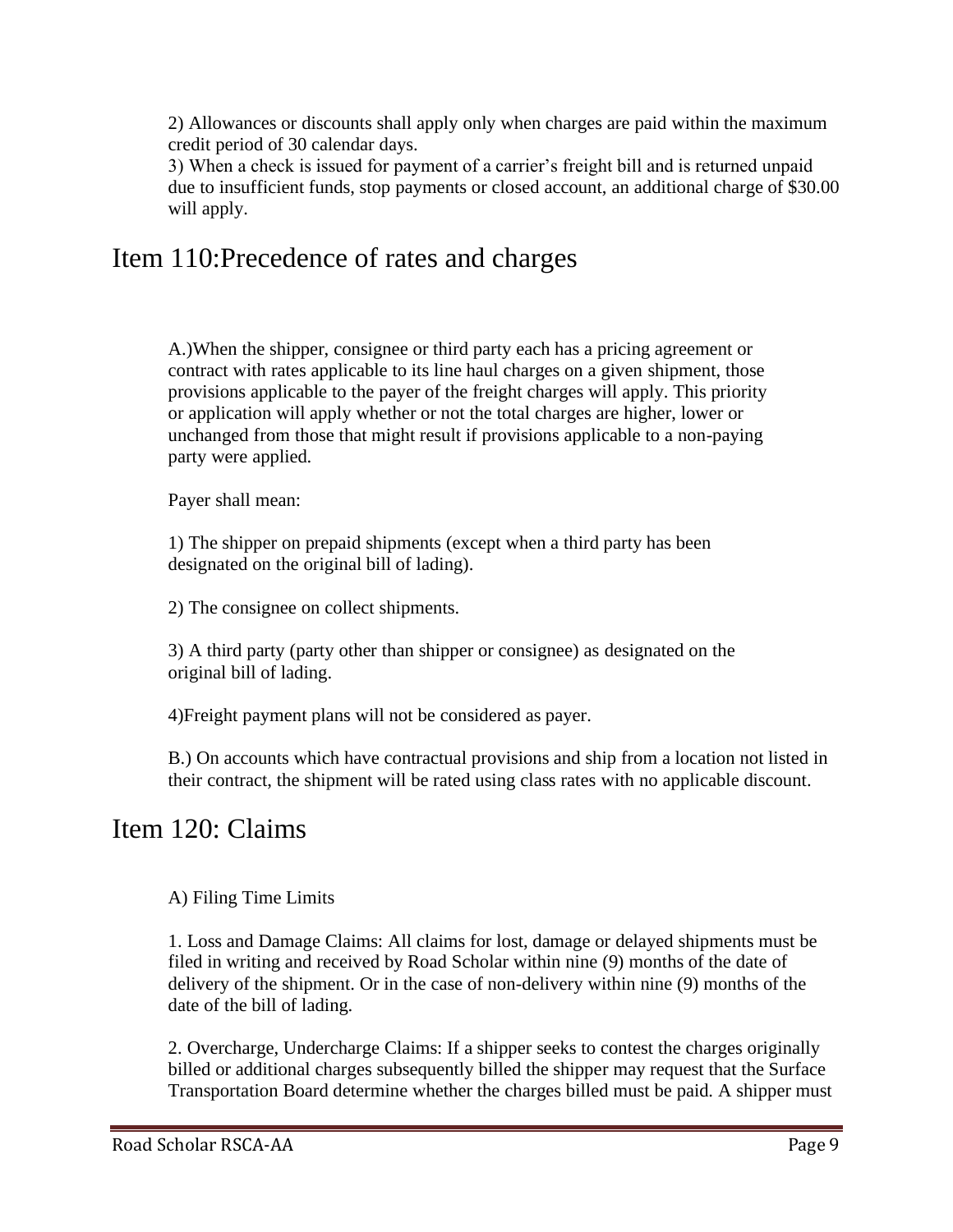2) Allowances or discounts shall apply only when charges are paid within the maximum credit period of 30 calendar days.
3) When a check is issued for payment of a carrier's freight bill and is returned unpaid due to insufficient funds, stop payments or closed account, an additional charge of $30.00 will apply.

# Item 110:Precedence of rates and charges

A.)When the shipper, consignee or third party each has a pricing agreement or contract with rates applicable to its line haul charges on a given shipment, those provisions applicable to the payer of the freight charges will apply. This priority or application will apply whether or not the total charges are higher, lower or unchanged from those that might result if provisions applicable to a non-paying party were applied.

Payer shall mean:

1) The shipper on prepaid shipments (except when a third party has been designated on the original bill of lading).

2) The consignee on collect shipments.

3) A third party (party other than shipper or consignee) as designated on the original bill of lading.

4)Freight payment plans will not be considered as payer.

B.) On accounts which have contractual provisions and ship from a location not listed in their contract, the shipment will be rated using class rates with no applicable discount.

# Item 120: Claims

A) Filing Time Limits

1. Loss and Damage Claims: All claims for lost, damage or delayed shipments must be filed in writing and received by Road Scholar within nine (9) months of the date of delivery of the shipment. Or in the case of non-delivery within nine (9) months of the date of the bill of lading.

2. Overcharge, Undercharge Claims: If a shipper seeks to contest the charges originally billed or additional charges subsequently billed the shipper may request that the Surface Transportation Board determine whether the charges billed must be paid. A shipper must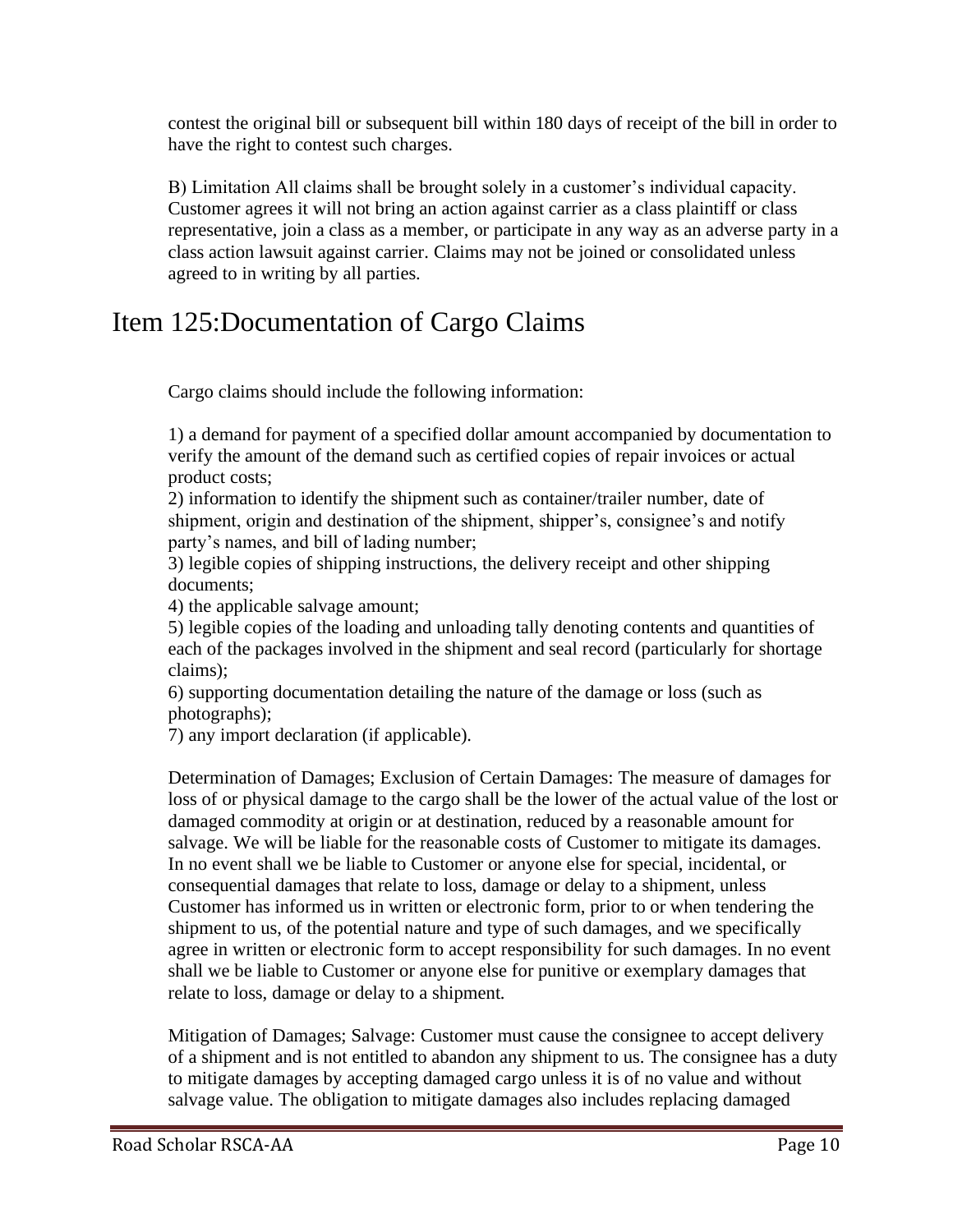contest the original bill or subsequent bill within 180 days of receipt of the bill in order to have the right to contest such charges.

B) Limitation All claims shall be brought solely in a customer's individual capacity. Customer agrees it will not bring an action against carrier as a class plaintiff or class representative, join a class as a member, or participate in any way as an adverse party in a class action lawsuit against carrier. Claims may not be joined or consolidated unless agreed to in writing by all parties.

# Item 125:Documentation of Cargo Claims

Cargo claims should include the following information:

1) a demand for payment of a specified dollar amount accompanied by documentation to verify the amount of the demand such as certified copies of repair invoices or actual product costs;
2) information to identify the shipment such as container/trailer number, date of shipment, origin and destination of the shipment, shipper's, consignee's and notify party's names, and bill of lading number;
3) legible copies of shipping instructions, the delivery receipt and other shipping documents;
4) the applicable salvage amount;
5) legible copies of the loading and unloading tally denoting contents and quantities of each of the packages involved in the shipment and seal record (particularly for shortage claims);
6) supporting documentation detailing the nature of the damage or loss (such as photographs);
7) any import declaration (if applicable).

Determination of Damages; Exclusion of Certain Damages: The measure of damages for loss of or physical damage to the cargo shall be the lower of the actual value of the lost or damaged commodity at origin or at destination, reduced by a reasonable amount for salvage. We will be liable for the reasonable costs of Customer to mitigate its damages. In no event shall we be liable to Customer or anyone else for special, incidental, or consequential damages that relate to loss, damage or delay to a shipment, unless Customer has informed us in written or electronic form, prior to or when tendering the shipment to us, of the potential nature and type of such damages, and we specifically agree in written or electronic form to accept responsibility for such damages. In no event shall we be liable to Customer or anyone else for punitive or exemplary damages that relate to loss, damage or delay to a shipment.

Mitigation of Damages; Salvage: Customer must cause the consignee to accept delivery of a shipment and is not entitled to abandon any shipment to us. The consignee has a duty to mitigate damages by accepting damaged cargo unless it is of no value and without salvage value. The obligation to mitigate damages also includes replacing damaged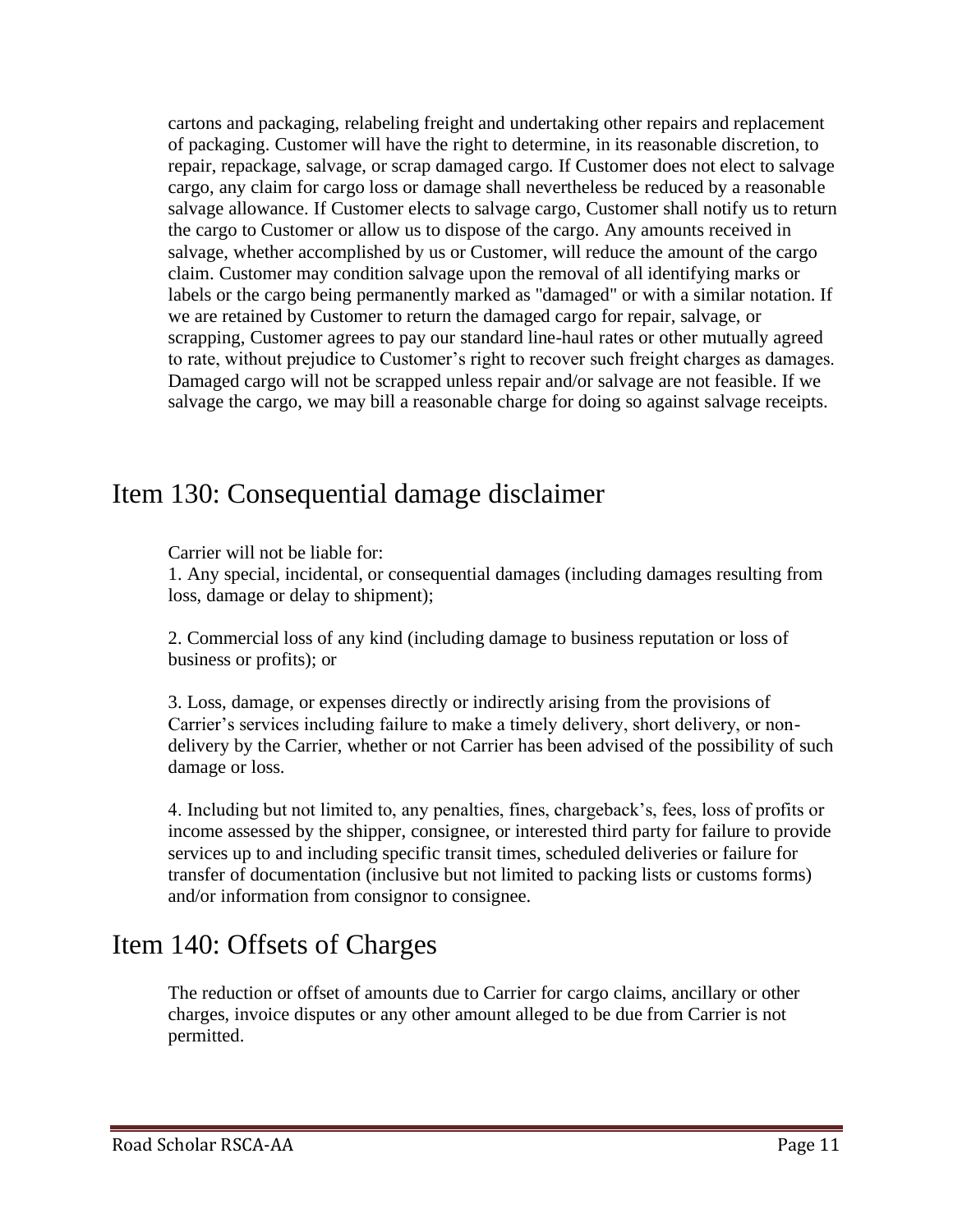cartons and packaging, relabeling freight and undertaking other repairs and replacement of packaging. Customer will have the right to determine, in its reasonable discretion, to repair, repackage, salvage, or scrap damaged cargo. If Customer does not elect to salvage cargo, any claim for cargo loss or damage shall nevertheless be reduced by a reasonable salvage allowance. If Customer elects to salvage cargo, Customer shall notify us to return the cargo to Customer or allow us to dispose of the cargo. Any amounts received in salvage, whether accomplished by us or Customer, will reduce the amount of the cargo claim. Customer may condition salvage upon the removal of all identifying marks or labels or the cargo being permanently marked as "damaged" or with a similar notation. If we are retained by Customer to return the damaged cargo for repair, salvage, or scrapping, Customer agrees to pay our standard line-haul rates or other mutually agreed to rate, without prejudice to Customer's right to recover such freight charges as damages. Damaged cargo will not be scrapped unless repair and/or salvage are not feasible. If we salvage the cargo, we may bill a reasonable charge for doing so against salvage receipts.

# Item 130: Consequential damage disclaimer

Carrier will not be liable for:

1. Any special, incidental, or consequential damages (including damages resulting from loss, damage or delay to shipment);

2. Commercial loss of any kind (including damage to business reputation or loss of business or profits); or

3. Loss, damage, or expenses directly or indirectly arising from the provisions of Carrier's services including failure to make a timely delivery, short delivery, or non-delivery by the Carrier, whether or not Carrier has been advised of the possibility of such damage or loss.

4. Including but not limited to, any penalties, fines, chargeback's, fees, loss of profits or income assessed by the shipper, consignee, or interested third party for failure to provide services up to and including specific transit times, scheduled deliveries or failure for transfer of documentation (inclusive but not limited to packing lists or customs forms) and/or information from consignor to consignee.

# Item 140: Offsets of Charges

The reduction or offset of amounts due to Carrier for cargo claims, ancillary or other charges, invoice disputes or any other amount alleged to be due from Carrier is not permitted.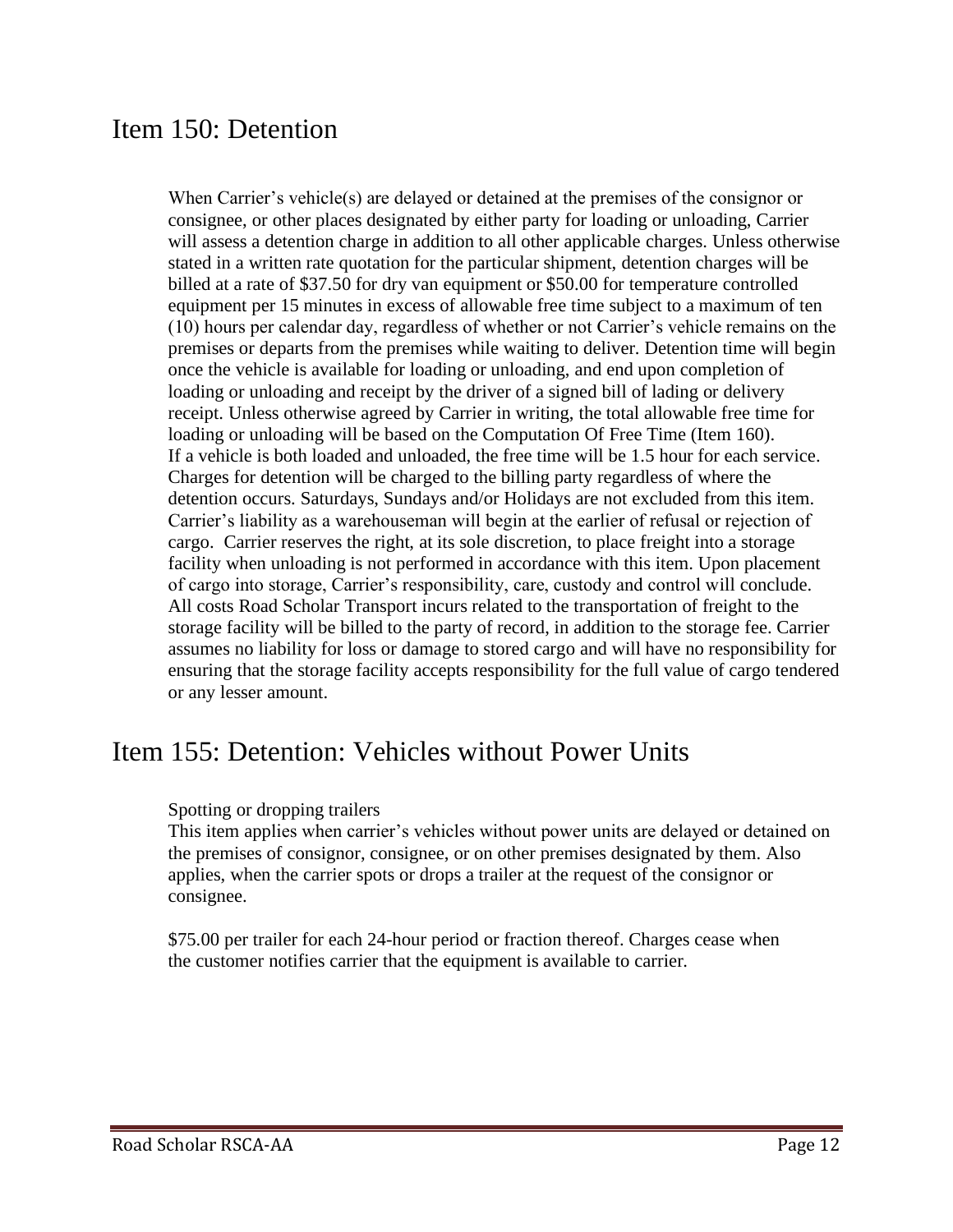## Item 150: Detention

When Carrier's vehicle(s) are delayed or detained at the premises of the consignor or consignee, or other places designated by either party for loading or unloading, Carrier will assess a detention charge in addition to all other applicable charges. Unless otherwise stated in a written rate quotation for the particular shipment, detention charges will be billed at a rate of $37.50 for dry van equipment or $50.00 for temperature controlled equipment per 15 minutes in excess of allowable free time subject to a maximum of ten (10) hours per calendar day, regardless of whether or not Carrier's vehicle remains on the premises or departs from the premises while waiting to deliver. Detention time will begin once the vehicle is available for loading or unloading, and end upon completion of loading or unloading and receipt by the driver of a signed bill of lading or delivery receipt. Unless otherwise agreed by Carrier in writing, the total allowable free time for loading or unloading will be based on the Computation Of Free Time (Item 160). If a vehicle is both loaded and unloaded, the free time will be 1.5 hour for each service. Charges for detention will be charged to the billing party regardless of where the detention occurs. Saturdays, Sundays and/or Holidays are not excluded from this item. Carrier's liability as a warehouseman will begin at the earlier of refusal or rejection of cargo. Carrier reserves the right, at its sole discretion, to place freight into a storage facility when unloading is not performed in accordance with this item. Upon placement of cargo into storage, Carrier's responsibility, care, custody and control will conclude. All costs Road Scholar Transport incurs related to the transportation of freight to the storage facility will be billed to the party of record, in addition to the storage fee. Carrier assumes no liability for loss or damage to stored cargo and will have no responsibility for ensuring that the storage facility accepts responsibility for the full value of cargo tendered or any lesser amount.

## Item 155: Detention: Vehicles without Power Units

Spotting or dropping trailers

This item applies when carrier's vehicles without power units are delayed or detained on the premises of consignor, consignee, or on other premises designated by them. Also applies, when the carrier spots or drops a trailer at the request of the consignor or consignee.

$75.00 per trailer for each 24-hour period or fraction thereof. Charges cease when the customer notifies carrier that the equipment is available to carrier.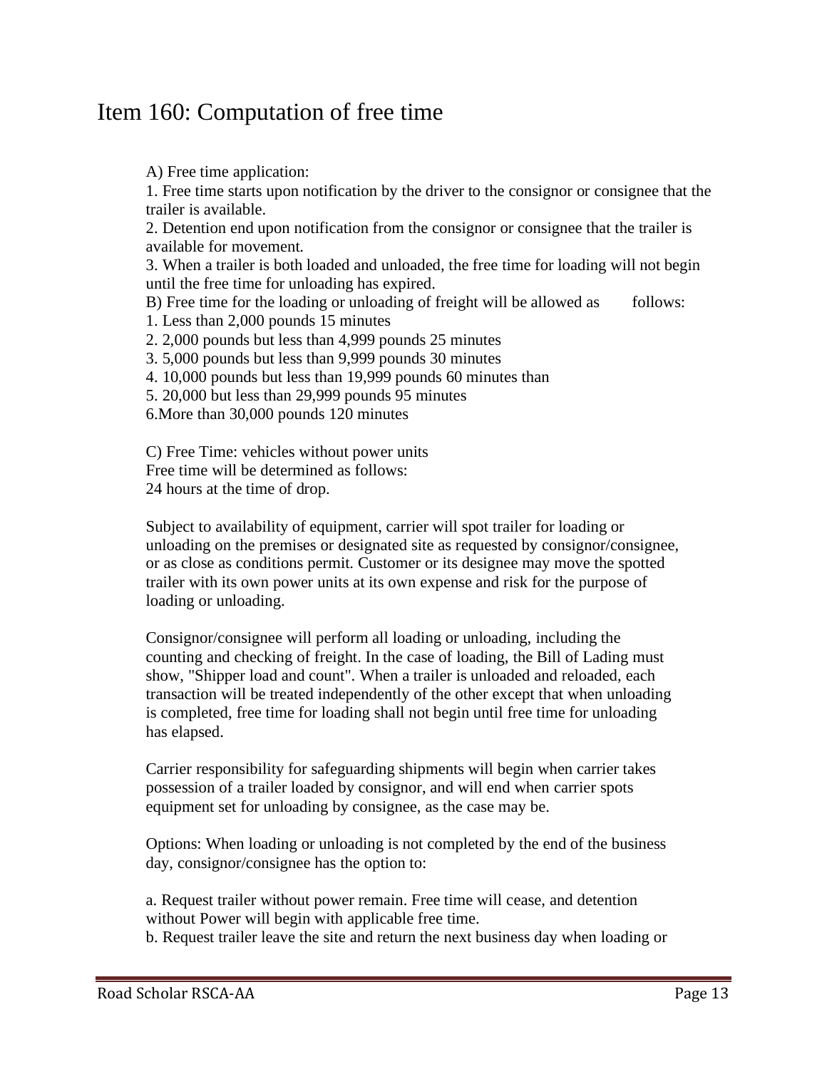# Item 160: Computation of free time

A) Free time application:

1. Free time starts upon notification by the driver to the consignor or consignee that the trailer is available.
2. Detention end upon notification from the consignor or consignee that the trailer is available for movement.
3. When a trailer is both loaded and unloaded, the free time for loading will not begin until the free time for unloading has expired.

B) Free time for the loading or unloading of freight will be allowed as follows:

1. Less than 2,000 pounds 15 minutes
2. 2,000 pounds but less than 4,999 pounds 25 minutes
3. 5,000 pounds but less than 9,999 pounds 30 minutes
4. 10,000 pounds but less than 19,999 pounds 60 minutes than
5. 20,000 but less than 29,999 pounds 95 minutes
6. More than 30,000 pounds 120 minutes

C) Free Time: vehicles without power units
Free time will be determined as follows:
24 hours at the time of drop.

Subject to availability of equipment, carrier will spot trailer for loading or unloading on the premises or designated site as requested by consignor/consignee, or as close as conditions permit. Customer or its designee may move the spotted trailer with its own power units at its own expense and risk for the purpose of loading or unloading.

Consignor/consignee will perform all loading or unloading, including the counting and checking of freight. In the case of loading, the Bill of Lading must show, "Shipper load and count". When a trailer is unloaded and reloaded, each transaction will be treated independently of the other except that when unloading is completed, free time for loading shall not begin until free time for unloading has elapsed.

Carrier responsibility for safeguarding shipments will begin when carrier takes possession of a trailer loaded by consignor, and will end when carrier spots equipment set for unloading by consignee, as the case may be.

Options: When loading or unloading is not completed by the end of the business day, consignor/consignee has the option to:

a. Request trailer without power remain. Free time will cease, and detention without Power will begin with applicable free time.
b. Request trailer leave the site and return the next business day when loading or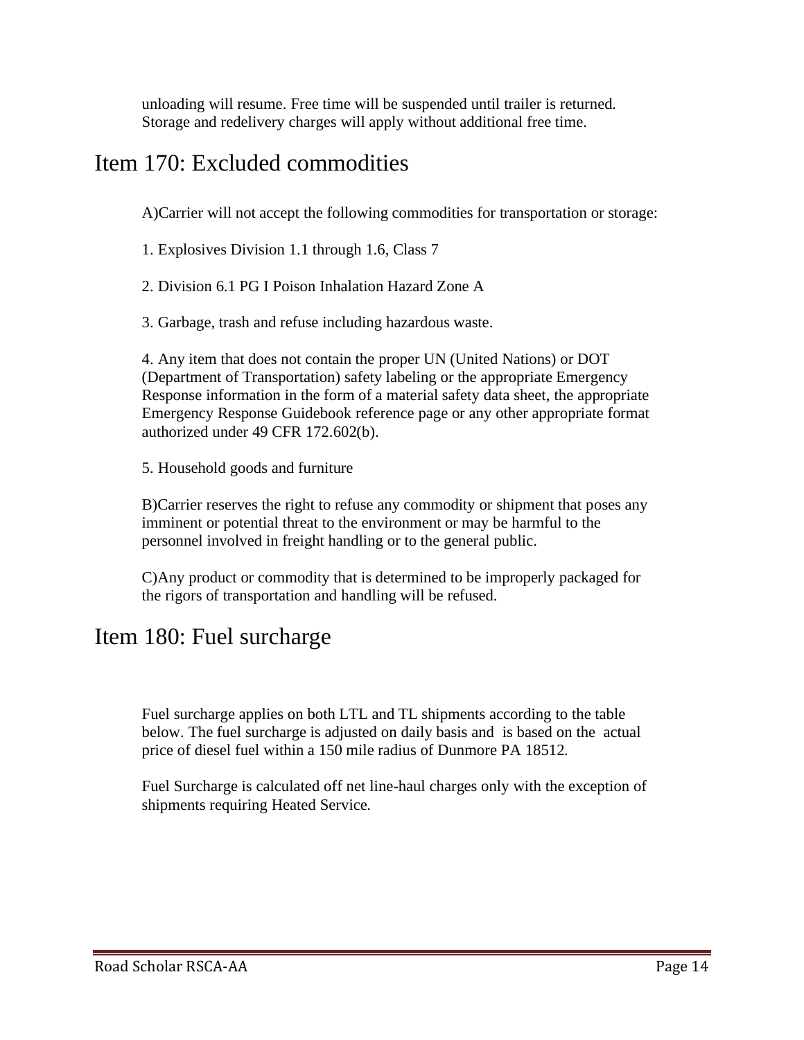unloading will resume. Free time will be suspended until trailer is returned. Storage and redelivery charges will apply without additional free time.

## Item 170: Excluded commodities

A)Carrier will not accept the following commodities for transportation or storage:

1. Explosives Division 1.1 through 1.6, Class 7

2. Division 6.1 PG I Poison Inhalation Hazard Zone A

3. Garbage, trash and refuse including hazardous waste.

4. Any item that does not contain the proper UN (United Nations) or DOT (Department of Transportation) safety labeling or the appropriate Emergency Response information in the form of a material safety data sheet, the appropriate Emergency Response Guidebook reference page or any other appropriate format authorized under 49 CFR 172.602(b).

5. Household goods and furniture

B)Carrier reserves the right to refuse any commodity or shipment that poses any imminent or potential threat to the environment or may be harmful to the personnel involved in freight handling or to the general public.

C)Any product or commodity that is determined to be improperly packaged for the rigors of transportation and handling will be refused.

## Item 180: Fuel surcharge

Fuel surcharge applies on both LTL and TL shipments according to the table below. The fuel surcharge is adjusted on daily basis and is based on the actual price of diesel fuel within a 150 mile radius of Dunmore PA 18512.

Fuel Surcharge is calculated off net line-haul charges only with the exception of shipments requiring Heated Service.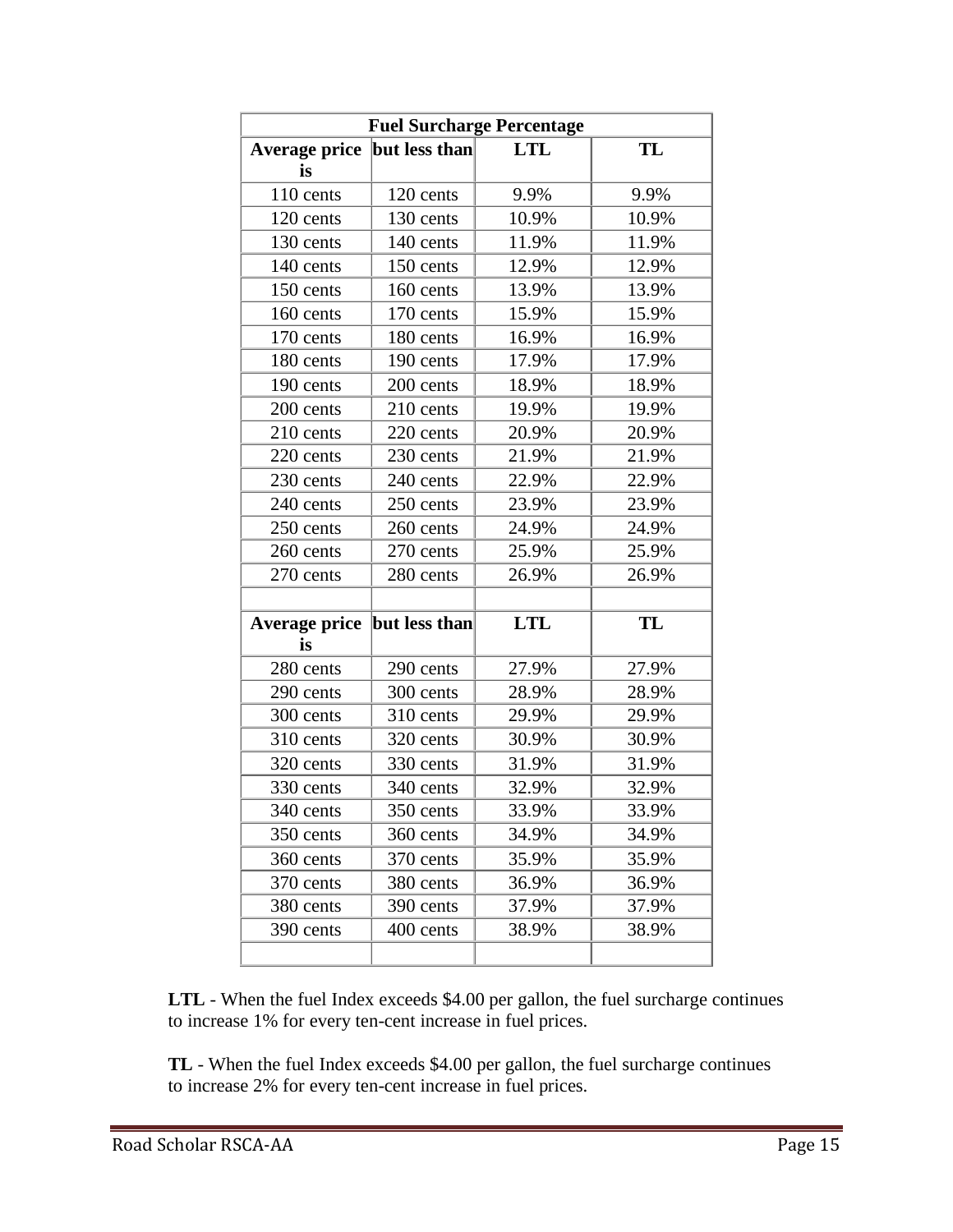| Fuel Surcharge Percentage | | | |
|---|---|---|---|
| **Average price is** | **but less than** | **LTL** | **TL** |
| 110 cents | 120 cents | 9.9% | 9.9% |
| 120 cents | 130 cents | 10.9% | 10.9% |
| 130 cents | 140 cents | 11.9% | 11.9% |
| 140 cents | 150 cents | 12.9% | 12.9% |
| 150 cents | 160 cents | 13.9% | 13.9% |
| 160 cents | 170 cents | 15.9% | 15.9% |
| 170 cents | 180 cents | 16.9% | 16.9% |
| 180 cents | 190 cents | 17.9% | 17.9% |
| 190 cents | 200 cents | 18.9% | 18.9% |
| 200 cents | 210 cents | 19.9% | 19.9% |
| 210 cents | 220 cents | 20.9% | 20.9% |
| 220 cents | 230 cents | 21.9% | 21.9% |
| 230 cents | 240 cents | 22.9% | 22.9% |
| 240 cents | 250 cents | 23.9% | 23.9% |
| 250 cents | 260 cents | 24.9% | 24.9% |
| 260 cents | 270 cents | 25.9% | 25.9% |
| 270 cents | 280 cents | 26.9% | 26.9% |
| | | | |
| **Average price is** | **but less than** | **LTL** | **TL** |
| 280 cents | 290 cents | 27.9% | 27.9% |
| 290 cents | 300 cents | 28.9% | 28.9% |
| 300 cents | 310 cents | 29.9% | 29.9% |
| 310 cents | 320 cents | 30.9% | 30.9% |
| 320 cents | 330 cents | 31.9% | 31.9% |
| 330 cents | 340 cents | 32.9% | 32.9% |
| 340 cents | 350 cents | 33.9% | 33.9% |
| 350 cents | 360 cents | 34.9% | 34.9% |
| 360 cents | 370 cents | 35.9% | 35.9% |
| 370 cents | 380 cents | 36.9% | 36.9% |
| 380 cents | 390 cents | 37.9% | 37.9% |
| 390 cents | 400 cents | 38.9% | 38.9% |
| | | | |

**LTL** - When the fuel Index exceeds $4.00 per gallon, the fuel surcharge continues to increase 1% for every ten-cent increase in fuel prices.

**TL** - When the fuel Index exceeds $4.00 per gallon, the fuel surcharge continues to increase 2% for every ten-cent increase in fuel prices.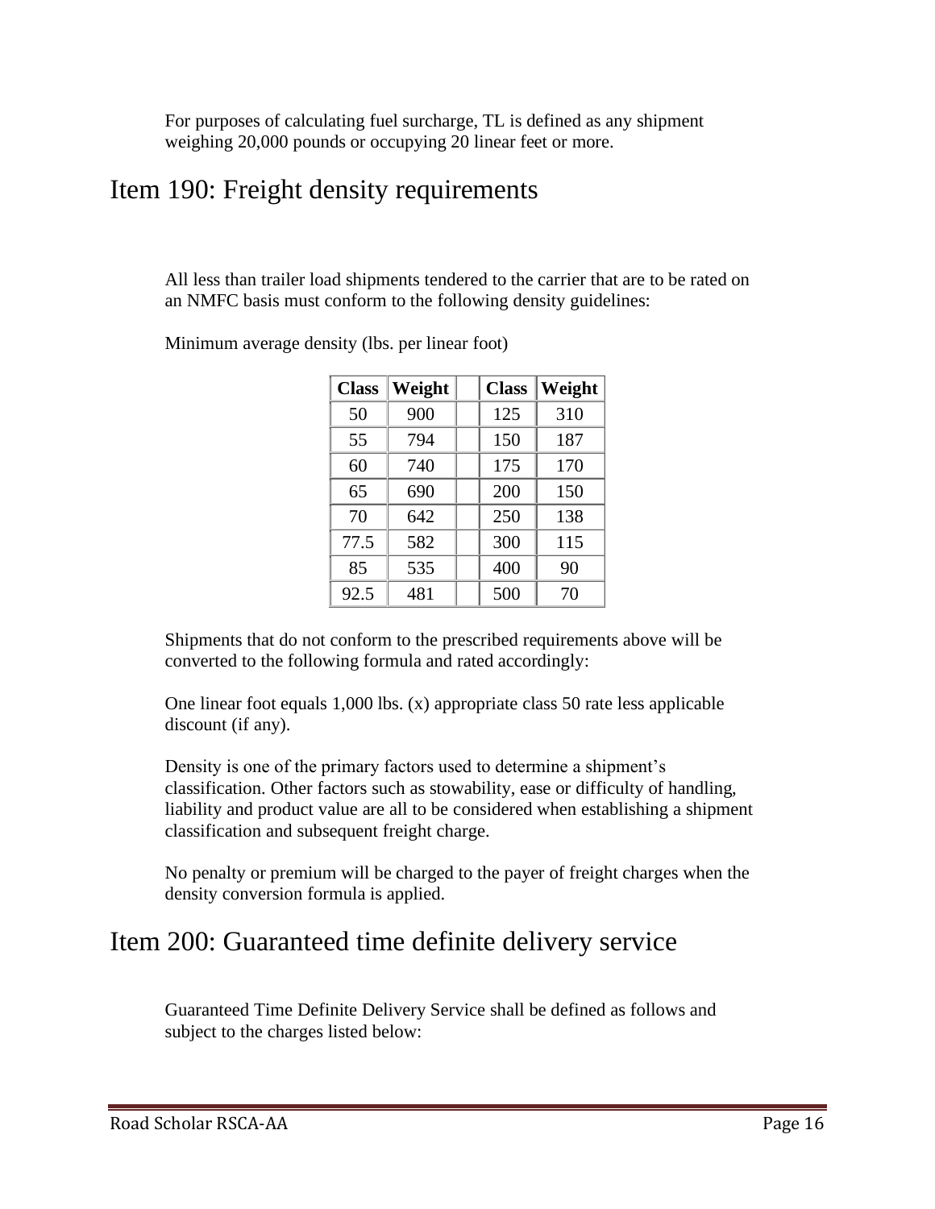For purposes of calculating fuel surcharge, TL is defined as any shipment weighing 20,000 pounds or occupying 20 linear feet or more.

# Item 190: Freight density requirements

All less than trailer load shipments tendered to the carrier that are to be rated on an NMFC basis must conform to the following density guidelines:

Minimum average density (lbs. per linear foot)

| Class | Weight | | Class | Weight |
|---|---|---|---|---|
| 50 | 900 | | 125 | 310 |
| 55 | 794 | | 150 | 187 |
| 60 | 740 | | 175 | 170 |
| 65 | 690 | | 200 | 150 |
| 70 | 642 | | 250 | 138 |
| 77.5 | 582 | | 300 | 115 |
| 85 | 535 | | 400 | 90 |
| 92.5 | 481 | | 500 | 70 |

Shipments that do not conform to the prescribed requirements above will be converted to the following formula and rated accordingly:

One linear foot equals 1,000 lbs. (x) appropriate class 50 rate less applicable discount (if any).

Density is one of the primary factors used to determine a shipment's classification. Other factors such as stowability, ease or difficulty of handling, liability and product value are all to be considered when establishing a shipment classification and subsequent freight charge.

No penalty or premium will be charged to the payer of freight charges when the density conversion formula is applied.

# Item 200: Guaranteed time definite delivery service

Guaranteed Time Definite Delivery Service shall be defined as follows and subject to the charges listed below: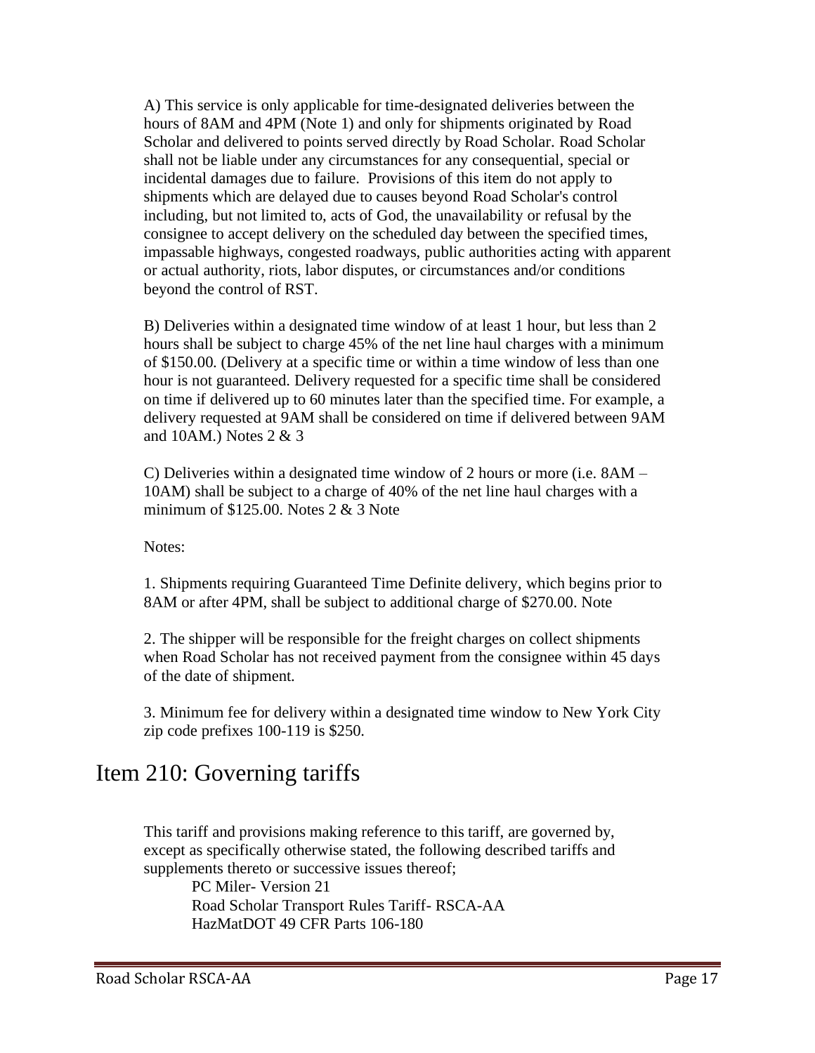A) This service is only applicable for time-designated deliveries between the hours of 8AM and 4PM (Note 1) and only for shipments originated by Road Scholar and delivered to points served directly by Road Scholar. Road Scholar shall not be liable under any circumstances for any consequential, special or incidental damages due to failure. Provisions of this item do not apply to shipments which are delayed due to causes beyond Road Scholar's control including, but not limited to, acts of God, the unavailability or refusal by the consignee to accept delivery on the scheduled day between the specified times, impassable highways, congested roadways, public authorities acting with apparent or actual authority, riots, labor disputes, or circumstances and/or conditions beyond the control of RST.

B) Deliveries within a designated time window of at least 1 hour, but less than 2 hours shall be subject to charge 45% of the net line haul charges with a minimum of $150.00. (Delivery at a specific time or within a time window of less than one hour is not guaranteed. Delivery requested for a specific time shall be considered on time if delivered up to 60 minutes later than the specified time. For example, a delivery requested at 9AM shall be considered on time if delivered between 9AM and 10AM.) Notes 2 & 3

C) Deliveries within a designated time window of 2 hours or more (i.e. 8AM – 10AM) shall be subject to a charge of 40% of the net line haul charges with a minimum of $125.00. Notes 2 & 3 Note

Notes:

1. Shipments requiring Guaranteed Time Definite delivery, which begins prior to 8AM or after 4PM, shall be subject to additional charge of $270.00. Note

2. The shipper will be responsible for the freight charges on collect shipments when Road Scholar has not received payment from the consignee within 45 days of the date of shipment.

3. Minimum fee for delivery within a designated time window to New York City zip code prefixes 100-119 is $250.

# Item 210: Governing tariffs

This tariff and provisions making reference to this tariff, are governed by, except as specifically otherwise stated, the following described tariffs and supplements thereto or successive issues thereof;

PC Miler- Version 21
Road Scholar Transport Rules Tariff- RSCA-AA
HazMatDOT 49 CFR Parts 106-180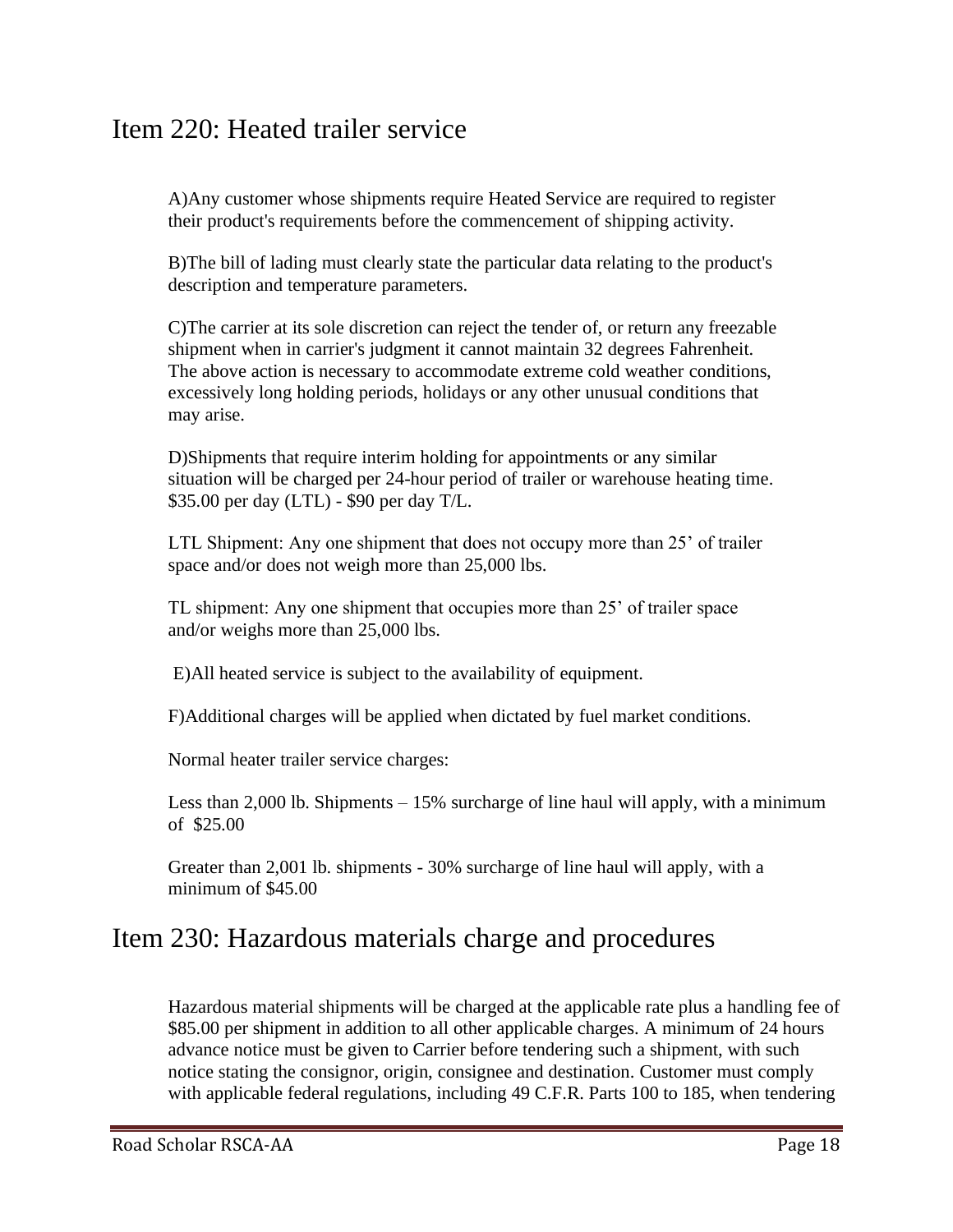## Item 220: Heated trailer service

A)Any customer whose shipments require Heated Service are required to register their product's requirements before the commencement of shipping activity.

B)The bill of lading must clearly state the particular data relating to the product's description and temperature parameters.

C)The carrier at its sole discretion can reject the tender of, or return any freezable shipment when in carrier's judgment it cannot maintain 32 degrees Fahrenheit. The above action is necessary to accommodate extreme cold weather conditions, excessively long holding periods, holidays or any other unusual conditions that may arise.

D)Shipments that require interim holding for appointments or any similar situation will be charged per 24-hour period of trailer or warehouse heating time. $35.00 per day (LTL) - $90 per day T/L.

LTL Shipment: Any one shipment that does not occupy more than 25' of trailer space and/or does not weigh more than 25,000 lbs.

TL shipment: Any one shipment that occupies more than 25' of trailer space and/or weighs more than 25,000 lbs.

E)All heated service is subject to the availability of equipment.

F)Additional charges will be applied when dictated by fuel market conditions.

Normal heater trailer service charges:

Less than 2,000 lb. Shipments – 15% surcharge of line haul will apply, with a minimum of $25.00

Greater than 2,001 lb. shipments - 30% surcharge of line haul will apply, with a minimum of $45.00

## Item 230: Hazardous materials charge and procedures

Hazardous material shipments will be charged at the applicable rate plus a handling fee of $85.00 per shipment in addition to all other applicable charges. A minimum of 24 hours advance notice must be given to Carrier before tendering such a shipment, with such notice stating the consignor, origin, consignee and destination. Customer must comply with applicable federal regulations, including 49 C.F.R. Parts 100 to 185, when tendering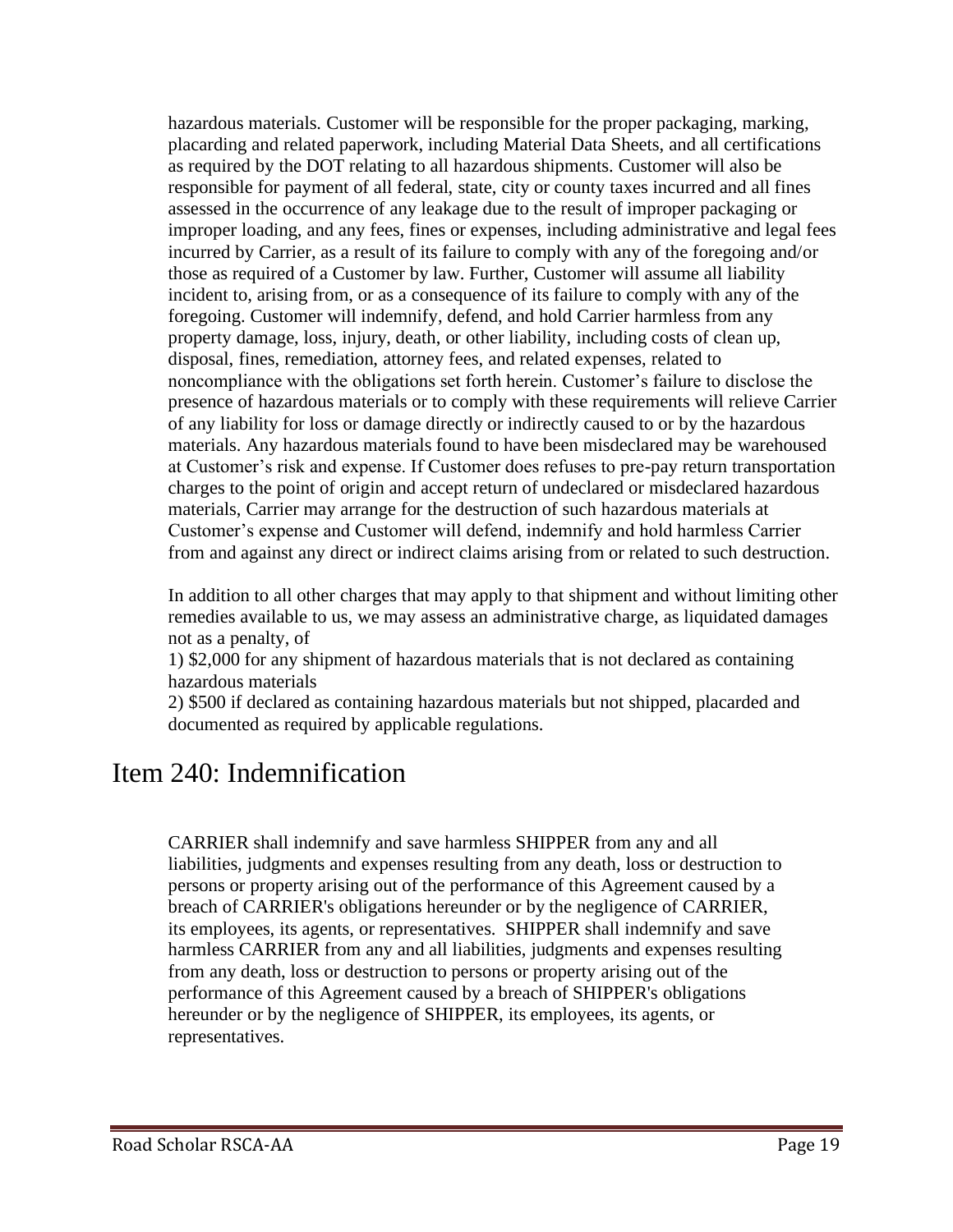hazardous materials. Customer will be responsible for the proper packaging, marking, placarding and related paperwork, including Material Data Sheets, and all certifications as required by the DOT relating to all hazardous shipments. Customer will also be responsible for payment of all federal, state, city or county taxes incurred and all fines assessed in the occurrence of any leakage due to the result of improper packaging or improper loading, and any fees, fines or expenses, including administrative and legal fees incurred by Carrier, as a result of its failure to comply with any of the foregoing and/or those as required of a Customer by law. Further, Customer will assume all liability incident to, arising from, or as a consequence of its failure to comply with any of the foregoing. Customer will indemnify, defend, and hold Carrier harmless from any property damage, loss, injury, death, or other liability, including costs of clean up, disposal, fines, remediation, attorney fees, and related expenses, related to noncompliance with the obligations set forth herein. Customer's failure to disclose the presence of hazardous materials or to comply with these requirements will relieve Carrier of any liability for loss or damage directly or indirectly caused to or by the hazardous materials. Any hazardous materials found to have been misdeclared may be warehoused at Customer's risk and expense. If Customer does refuses to pre-pay return transportation charges to the point of origin and accept return of undeclared or misdeclared hazardous materials, Carrier may arrange for the destruction of such hazardous materials at Customer's expense and Customer will defend, indemnify and hold harmless Carrier from and against any direct or indirect claims arising from or related to such destruction.

In addition to all other charges that may apply to that shipment and without limiting other remedies available to us, we may assess an administrative charge, as liquidated damages not as a penalty, of

1) $2,000 for any shipment of hazardous materials that is not declared as containing hazardous materials

2) $500 if declared as containing hazardous materials but not shipped, placarded and documented as required by applicable regulations.

# Item 240: Indemnification

CARRIER shall indemnify and save harmless SHIPPER from any and all liabilities, judgments and expenses resulting from any death, loss or destruction to persons or property arising out of the performance of this Agreement caused by a breach of CARRIER's obligations hereunder or by the negligence of CARRIER, its employees, its agents, or representatives. SHIPPER shall indemnify and save harmless CARRIER from any and all liabilities, judgments and expenses resulting from any death, loss or destruction to persons or property arising out of the performance of this Agreement caused by a breach of SHIPPER's obligations hereunder or by the negligence of SHIPPER, its employees, its agents, or representatives.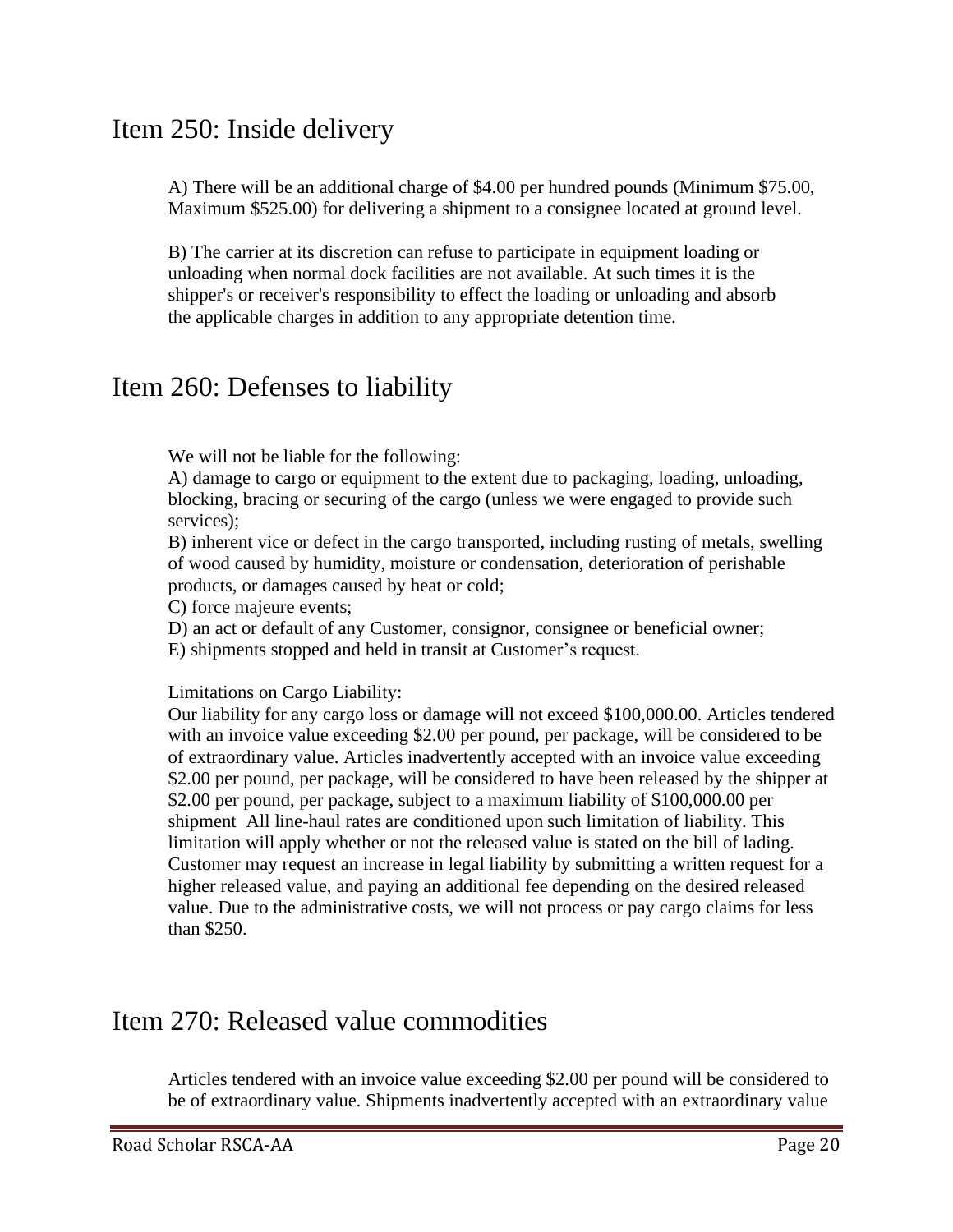## Item 250: Inside delivery

A) There will be an additional charge of $4.00 per hundred pounds (Minimum $75.00, Maximum $525.00) for delivering a shipment to a consignee located at ground level.

B) The carrier at its discretion can refuse to participate in equipment loading or unloading when normal dock facilities are not available. At such times it is the shipper's or receiver's responsibility to effect the loading or unloading and absorb the applicable charges in addition to any appropriate detention time.

## Item 260: Defenses to liability

We will not be liable for the following:

A) damage to cargo or equipment to the extent due to packaging, loading, unloading, blocking, bracing or securing of the cargo (unless we were engaged to provide such services);

B) inherent vice or defect in the cargo transported, including rusting of metals, swelling of wood caused by humidity, moisture or condensation, deterioration of perishable products, or damages caused by heat or cold;

C) force majeure events;

D) an act or default of any Customer, consignor, consignee or beneficial owner;

E) shipments stopped and held in transit at Customer's request.

Limitations on Cargo Liability:

Our liability for any cargo loss or damage will not exceed $100,000.00. Articles tendered with an invoice value exceeding $2.00 per pound, per package, will be considered to be of extraordinary value. Articles inadvertently accepted with an invoice value exceeding $2.00 per pound, per package, will be considered to have been released by the shipper at $2.00 per pound, per package, subject to a maximum liability of $100,000.00 per shipment All line-haul rates are conditioned upon such limitation of liability. This limitation will apply whether or not the released value is stated on the bill of lading. Customer may request an increase in legal liability by submitting a written request for a higher released value, and paying an additional fee depending on the desired released value. Due to the administrative costs, we will not process or pay cargo claims for less than $250.

## Item 270: Released value commodities

Articles tendered with an invoice value exceeding $2.00 per pound will be considered to be of extraordinary value. Shipments inadvertently accepted with an extraordinary value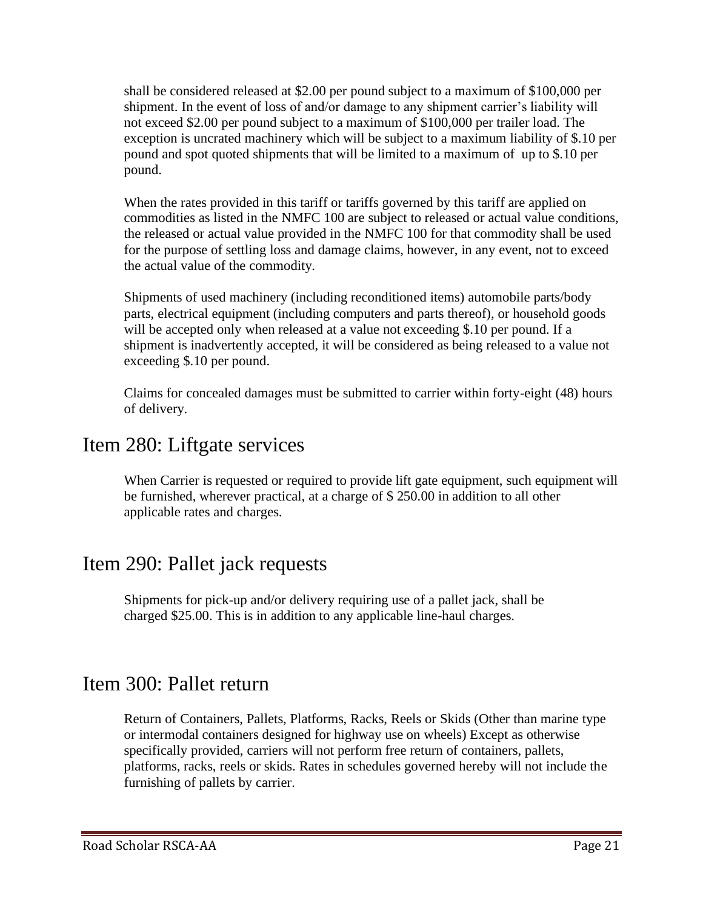shall be considered released at $2.00 per pound subject to a maximum of $100,000 per shipment. In the event of loss of and/or damage to any shipment carrier's liability will not exceed $2.00 per pound subject to a maximum of $100,000 per trailer load. The exception is uncrated machinery which will be subject to a maximum liability of $.10 per pound and spot quoted shipments that will be limited to a maximum of up to $.10 per pound.

When the rates provided in this tariff or tariffs governed by this tariff are applied on commodities as listed in the NMFC 100 are subject to released or actual value conditions, the released or actual value provided in the NMFC 100 for that commodity shall be used for the purpose of settling loss and damage claims, however, in any event, not to exceed the actual value of the commodity.

Shipments of used machinery (including reconditioned items) automobile parts/body parts, electrical equipment (including computers and parts thereof), or household goods will be accepted only when released at a value not exceeding $.10 per pound. If a shipment is inadvertently accepted, it will be considered as being released to a value not exceeding $.10 per pound.

Claims for concealed damages must be submitted to carrier within forty-eight (48) hours of delivery.

# Item 280: Liftgate services

When Carrier is requested or required to provide lift gate equipment, such equipment will be furnished, wherever practical, at a charge of $ 250.00 in addition to all other applicable rates and charges.

# Item 290: Pallet jack requests

Shipments for pick-up and/or delivery requiring use of a pallet jack, shall be charged $25.00. This is in addition to any applicable line-haul charges.

# Item 300: Pallet return

Return of Containers, Pallets, Platforms, Racks, Reels or Skids (Other than marine type or intermodal containers designed for highway use on wheels) Except as otherwise specifically provided, carriers will not perform free return of containers, pallets, platforms, racks, reels or skids. Rates in schedules governed hereby will not include the furnishing of pallets by carrier.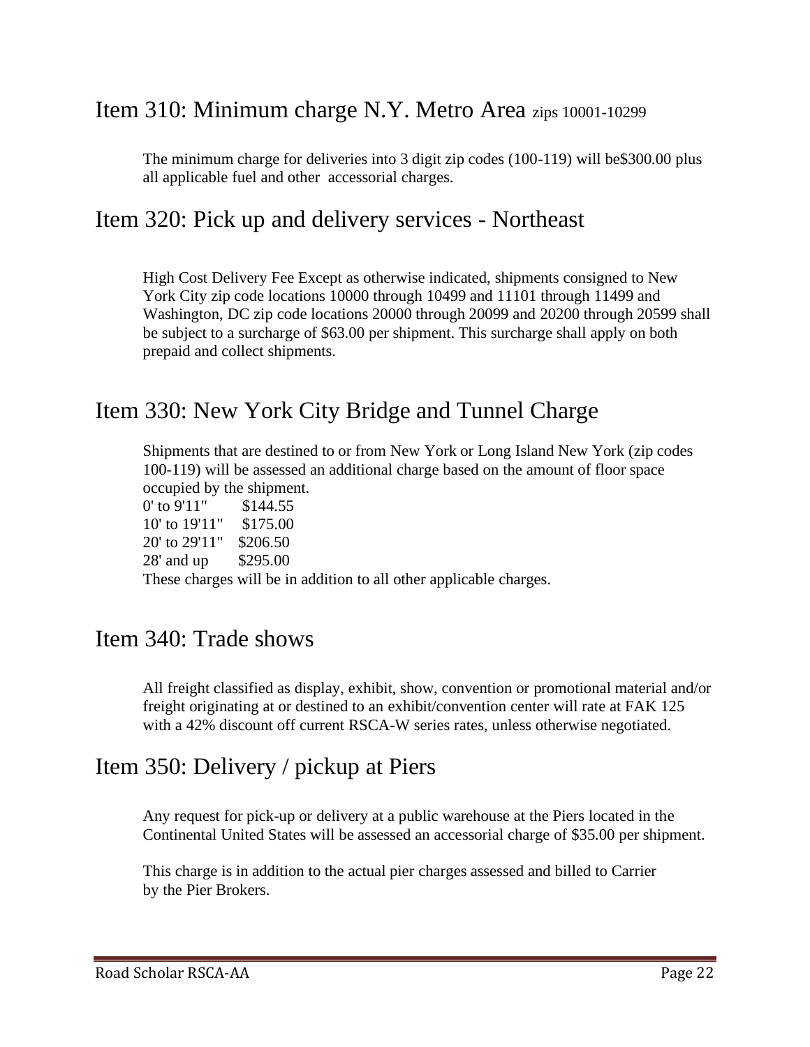## Item 310: Minimum charge N.Y. Metro Area zips 10001-10299

The minimum charge for deliveries into 3 digit zip codes (100-119) will be$300.00 plus all applicable fuel and other accessorial charges.

## Item 320: Pick up and delivery services - Northeast

High Cost Delivery Fee Except as otherwise indicated, shipments consigned to New York City zip code locations 10000 through 10499 and 11101 through 11499 and Washington, DC zip code locations 20000 through 20099 and 20200 through 20599 shall be subject to a surcharge of $63.00 per shipment. This surcharge shall apply on both prepaid and collect shipments.

## Item 330: New York City Bridge and Tunnel Charge

Shipments that are destined to or from New York or Long Island New York (zip codes 100-119) will be assessed an additional charge based on the amount of floor space occupied by the shipment.

0' to 9'11" $144.55
10' to 19'11" $175.00
20' to 29'11" $206.50
28' and up $295.00

These charges will be in addition to all other applicable charges.

## Item 340: Trade shows

All freight classified as display, exhibit, show, convention or promotional material and/or freight originating at or destined to an exhibit/convention center will rate at FAK 125 with a 42% discount off current RSCA-W series rates, unless otherwise negotiated.

## Item 350: Delivery / pickup at Piers

Any request for pick-up or delivery at a public warehouse at the Piers located in the Continental United States will be assessed an accessorial charge of $35.00 per shipment.

This charge is in addition to the actual pier charges assessed and billed to Carrier by the Pier Brokers.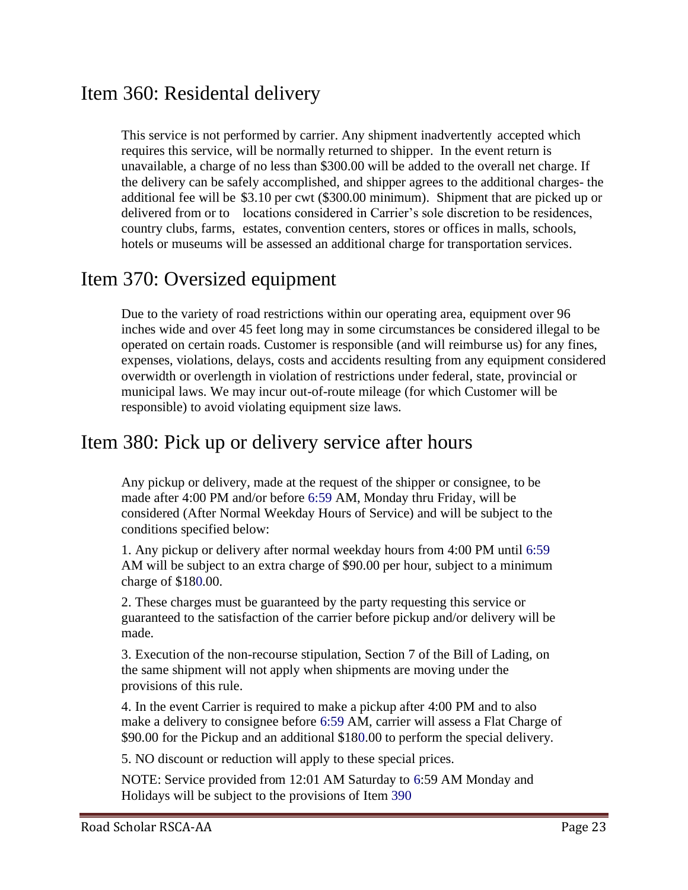# Item 360: Residental delivery

This service is not performed by carrier. Any shipment inadvertently accepted which requires this service, will be normally returned to shipper. In the event return is unavailable, a charge of no less than $300.00 will be added to the overall net charge. If the delivery can be safely accomplished, and shipper agrees to the additional charges- the additional fee will be $3.10 per cwt ($300.00 minimum). Shipment that are picked up or delivered from or to locations considered in Carrier's sole discretion to be residences, country clubs, farms, estates, convention centers, stores or offices in malls, schools, hotels or museums will be assessed an additional charge for transportation services.

# Item 370: Oversized equipment

Due to the variety of road restrictions within our operating area, equipment over 96 inches wide and over 45 feet long may in some circumstances be considered illegal to be operated on certain roads. Customer is responsible (and will reimburse us) for any fines, expenses, violations, delays, costs and accidents resulting from any equipment considered overwidth or overlength in violation of restrictions under federal, state, provincial or municipal laws. We may incur out-of-route mileage (for which Customer will be responsible) to avoid violating equipment size laws.

# Item 380: Pick up or delivery service after hours

Any pickup or delivery, made at the request of the shipper or consignee, to be made after 4:00 PM and/or before 6:59 AM, Monday thru Friday, will be considered (After Normal Weekday Hours of Service) and will be subject to the conditions specified below:

1. Any pickup or delivery after normal weekday hours from 4:00 PM until 6:59 AM will be subject to an extra charge of $90.00 per hour, subject to a minimum charge of $180.00.

2. These charges must be guaranteed by the party requesting this service or guaranteed to the satisfaction of the carrier before pickup and/or delivery will be made.

3. Execution of the non-recourse stipulation, Section 7 of the Bill of Lading, on the same shipment will not apply when shipments are moving under the provisions of this rule.

4. In the event Carrier is required to make a pickup after 4:00 PM and to also make a delivery to consignee before 6:59 AM, carrier will assess a Flat Charge of $90.00 for the Pickup and an additional $180.00 to perform the special delivery.

5. NO discount or reduction will apply to these special prices.

NOTE: Service provided from 12:01 AM Saturday to 6:59 AM Monday and Holidays will be subject to the provisions of Item 390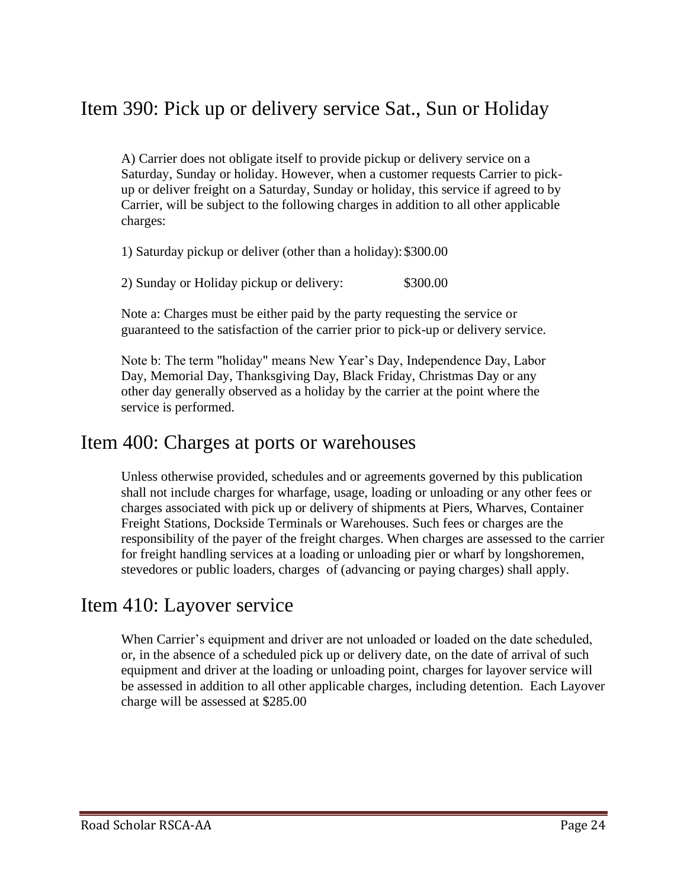## Item 390: Pick up or delivery service Sat., Sun or Holiday

A) Carrier does not obligate itself to provide pickup or delivery service on a Saturday, Sunday or holiday. However, when a customer requests Carrier to pick-up or deliver freight on a Saturday, Sunday or holiday, this service if agreed to by Carrier, will be subject to the following charges in addition to all other applicable charges:

1) Saturday pickup or deliver (other than a holiday): $300.00

2) Sunday or Holiday pickup or delivery: $300.00

Note a: Charges must be either paid by the party requesting the service or guaranteed to the satisfaction of the carrier prior to pick-up or delivery service.

Note b: The term "holiday" means New Year's Day, Independence Day, Labor Day, Memorial Day, Thanksgiving Day, Black Friday, Christmas Day or any other day generally observed as a holiday by the carrier at the point where the service is performed.

## Item 400: Charges at ports or warehouses

Unless otherwise provided, schedules and or agreements governed by this publication shall not include charges for wharfage, usage, loading or unloading or any other fees or charges associated with pick up or delivery of shipments at Piers, Wharves, Container Freight Stations, Dockside Terminals or Warehouses. Such fees or charges are the responsibility of the payer of the freight charges. When charges are assessed to the carrier for freight handling services at a loading or unloading pier or wharf by longshoremen, stevedores or public loaders, charges of (advancing or paying charges) shall apply.

## Item 410: Layover service

When Carrier's equipment and driver are not unloaded or loaded on the date scheduled, or, in the absence of a scheduled pick up or delivery date, on the date of arrival of such equipment and driver at the loading or unloading point, charges for layover service will be assessed in addition to all other applicable charges, including detention. Each Layover charge will be assessed at $285.00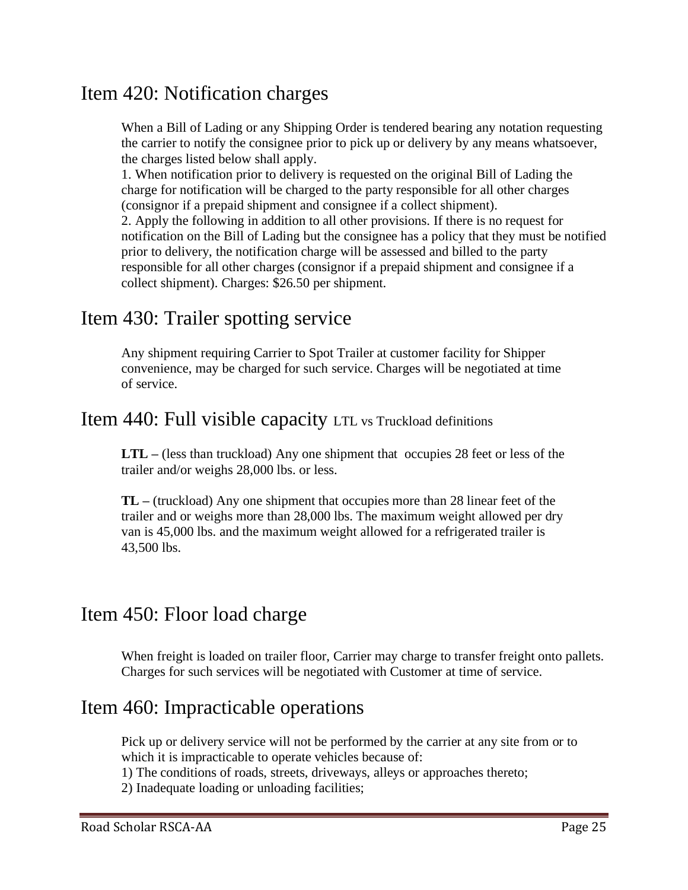## Item 420: Notification charges

When a Bill of Lading or any Shipping Order is tendered bearing any notation requesting the carrier to notify the consignee prior to pick up or delivery by any means whatsoever, the charges listed below shall apply.
1. When notification prior to delivery is requested on the original Bill of Lading the charge for notification will be charged to the party responsible for all other charges (consignor if a prepaid shipment and consignee if a collect shipment).
2. Apply the following in addition to all other provisions. If there is no request for notification on the Bill of Lading but the consignee has a policy that they must be notified prior to delivery, the notification charge will be assessed and billed to the party responsible for all other charges (consignor if a prepaid shipment and consignee if a collect shipment). Charges: $26.50 per shipment.

## Item 430: Trailer spotting service

Any shipment requiring Carrier to Spot Trailer at customer facility for Shipper convenience, may be charged for such service. Charges will be negotiated at time of service.

## Item 440: Full visible capacity LTL vs Truckload definitions

**LTL –** (less than truckload) Any one shipment that occupies 28 feet or less of the trailer and/or weighs 28,000 lbs. or less.

**TL –** (truckload) Any one shipment that occupies more than 28 linear feet of the trailer and or weighs more than 28,000 lbs. The maximum weight allowed per dry van is 45,000 lbs. and the maximum weight allowed for a refrigerated trailer is 43,500 lbs.

## Item 450: Floor load charge

When freight is loaded on trailer floor, Carrier may charge to transfer freight onto pallets. Charges for such services will be negotiated with Customer at time of service.

## Item 460: Impracticable operations

Pick up or delivery service will not be performed by the carrier at any site from or to which it is impracticable to operate vehicles because of:
1) The conditions of roads, streets, driveways, alleys or approaches thereto;
2) Inadequate loading or unloading facilities;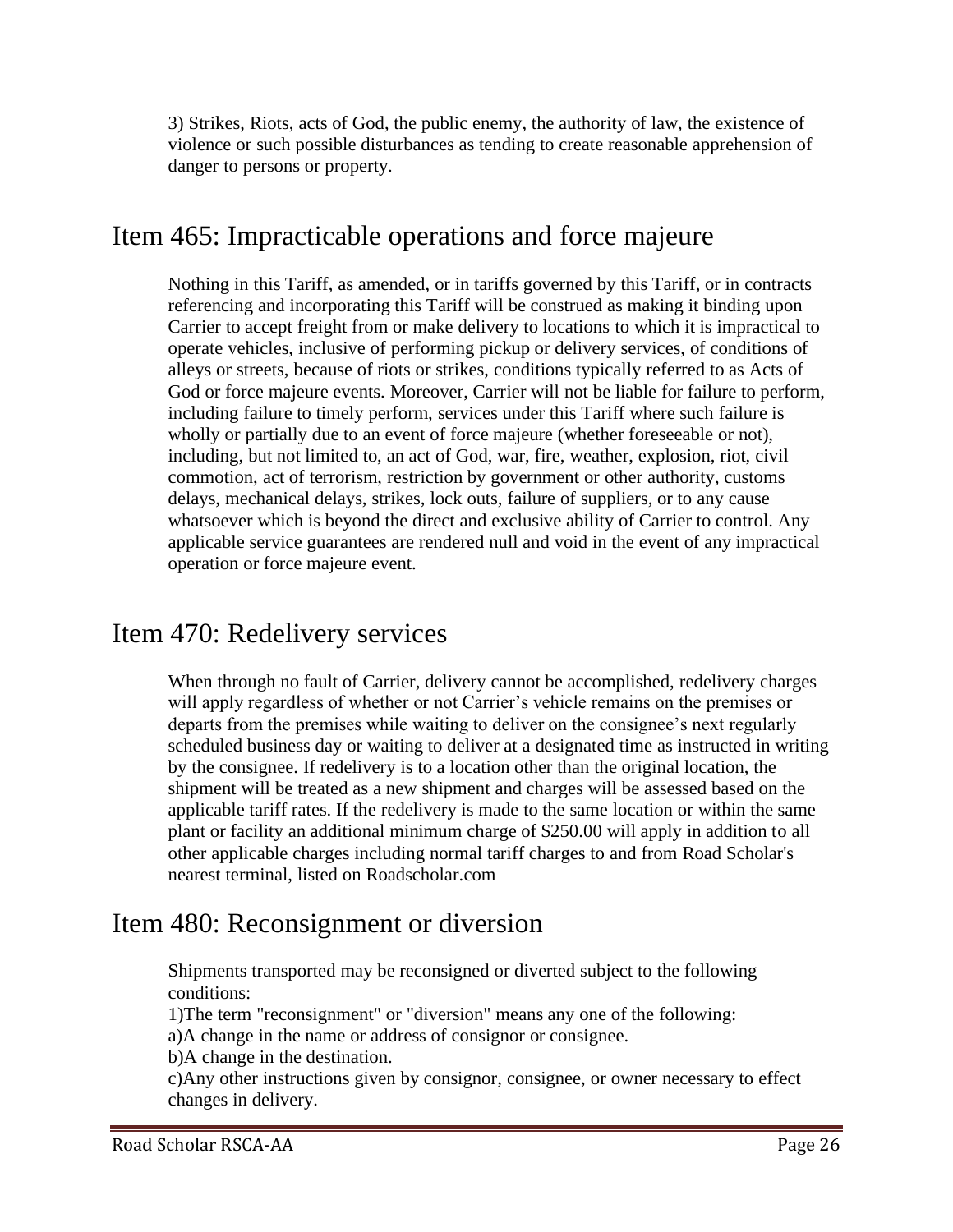3) Strikes, Riots, acts of God, the public enemy, the authority of law, the existence of violence or such possible disturbances as tending to create reasonable apprehension of danger to persons or property.

## Item 465: Impracticable operations and force majeure

Nothing in this Tariff, as amended, or in tariffs governed by this Tariff, or in contracts referencing and incorporating this Tariff will be construed as making it binding upon Carrier to accept freight from or make delivery to locations to which it is impractical to operate vehicles, inclusive of performing pickup or delivery services, of conditions of alleys or streets, because of riots or strikes, conditions typically referred to as Acts of God or force majeure events. Moreover, Carrier will not be liable for failure to perform, including failure to timely perform, services under this Tariff where such failure is wholly or partially due to an event of force majeure (whether foreseeable or not), including, but not limited to, an act of God, war, fire, weather, explosion, riot, civil commotion, act of terrorism, restriction by government or other authority, customs delays, mechanical delays, strikes, lock outs, failure of suppliers, or to any cause whatsoever which is beyond the direct and exclusive ability of Carrier to control. Any applicable service guarantees are rendered null and void in the event of any impractical operation or force majeure event.

## Item 470: Redelivery services

When through no fault of Carrier, delivery cannot be accomplished, redelivery charges will apply regardless of whether or not Carrier's vehicle remains on the premises or departs from the premises while waiting to deliver on the consignee's next regularly scheduled business day or waiting to deliver at a designated time as instructed in writing by the consignee. If redelivery is to a location other than the original location, the shipment will be treated as a new shipment and charges will be assessed based on the applicable tariff rates. If the redelivery is made to the same location or within the same plant or facility an additional minimum charge of $250.00 will apply in addition to all other applicable charges including normal tariff charges to and from Road Scholar's nearest terminal, listed on Roadscholar.com

## Item 480: Reconsignment or diversion

Shipments transported may be reconsigned or diverted subject to the following conditions:

1)The term "reconsignment" or "diversion" means any one of the following:

a)A change in the name or address of consignor or consignee.

b)A change in the destination.

c)Any other instructions given by consignor, consignee, or owner necessary to effect changes in delivery.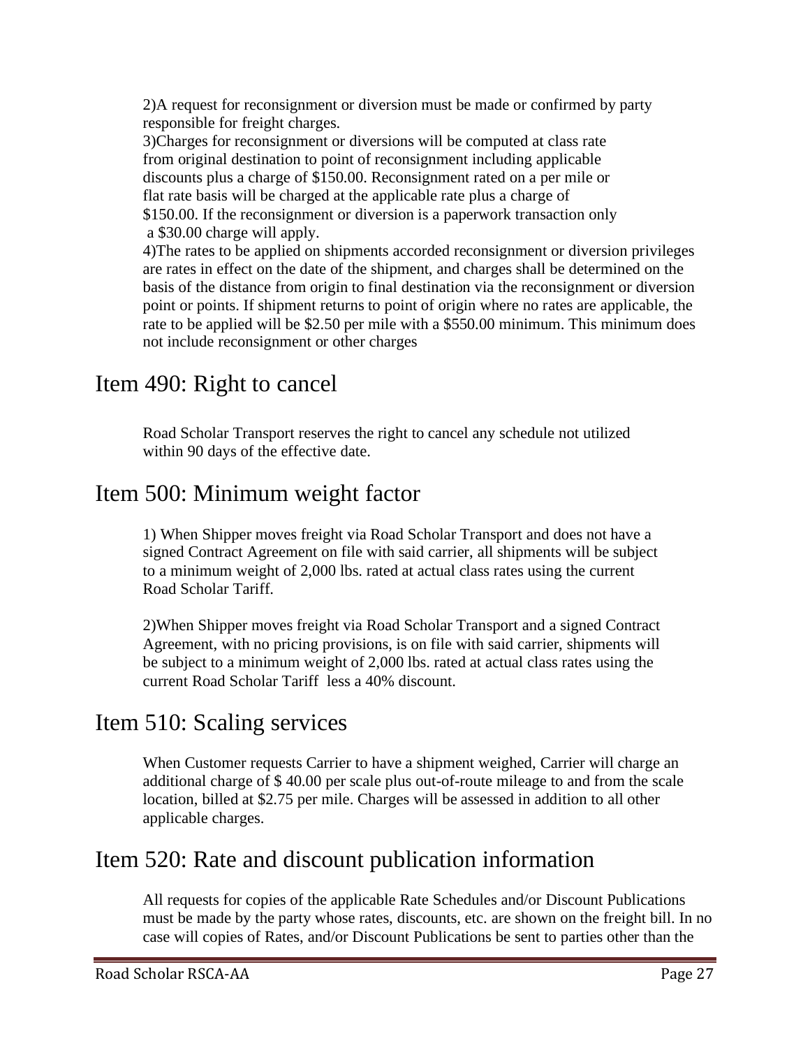2)A request for reconsignment or diversion must be made or confirmed by party responsible for freight charges.

3)Charges for reconsignment or diversions will be computed at class rate from original destination to point of reconsignment including applicable discounts plus a charge of $150.00. Reconsignment rated on a per mile or flat rate basis will be charged at the applicable rate plus a charge of $150.00. If the reconsignment or diversion is a paperwork transaction only a $30.00 charge will apply.

4)The rates to be applied on shipments accorded reconsignment or diversion privileges are rates in effect on the date of the shipment, and charges shall be determined on the basis of the distance from origin to final destination via the reconsignment or diversion point or points. If shipment returns to point of origin where no rates are applicable, the rate to be applied will be $2.50 per mile with a $550.00 minimum. This minimum does not include reconsignment or other charges

# Item 490: Right to cancel

Road Scholar Transport reserves the right to cancel any schedule not utilized within 90 days of the effective date.

# Item 500: Minimum weight factor

1) When Shipper moves freight via Road Scholar Transport and does not have a signed Contract Agreement on file with said carrier, all shipments will be subject to a minimum weight of 2,000 lbs. rated at actual class rates using the current Road Scholar Tariff.

2)When Shipper moves freight via Road Scholar Transport and a signed Contract Agreement, with no pricing provisions, is on file with said carrier, shipments will be subject to a minimum weight of 2,000 lbs. rated at actual class rates using the current Road Scholar Tariff less a 40% discount.

# Item 510: Scaling services

When Customer requests Carrier to have a shipment weighed, Carrier will charge an additional charge of $ 40.00 per scale plus out-of-route mileage to and from the scale location, billed at $2.75 per mile. Charges will be assessed in addition to all other applicable charges.

# Item 520: Rate and discount publication information

All requests for copies of the applicable Rate Schedules and/or Discount Publications must be made by the party whose rates, discounts, etc. are shown on the freight bill. In no case will copies of Rates, and/or Discount Publications be sent to parties other than the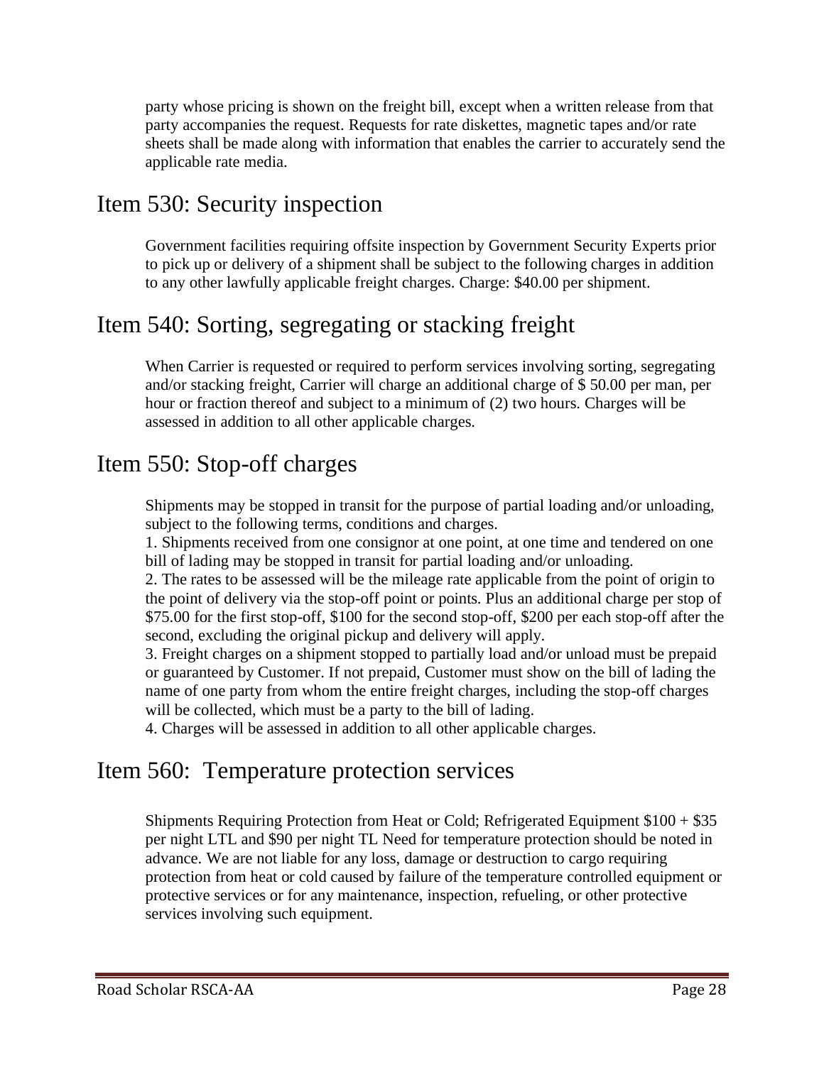party whose pricing is shown on the freight bill, except when a written release from that party accompanies the request. Requests for rate diskettes, magnetic tapes and/or rate sheets shall be made along with information that enables the carrier to accurately send the applicable rate media.

## Item 530: Security inspection

Government facilities requiring offsite inspection by Government Security Experts prior to pick up or delivery of a shipment shall be subject to the following charges in addition to any other lawfully applicable freight charges. Charge: $40.00 per shipment.

## Item 540: Sorting, segregating or stacking freight

When Carrier is requested or required to perform services involving sorting, segregating and/or stacking freight, Carrier will charge an additional charge of $ 50.00 per man, per hour or fraction thereof and subject to a minimum of (2) two hours. Charges will be assessed in addition to all other applicable charges.

## Item 550: Stop-off charges

Shipments may be stopped in transit for the purpose of partial loading and/or unloading, subject to the following terms, conditions and charges.

1. Shipments received from one consignor at one point, at one time and tendered on one bill of lading may be stopped in transit for partial loading and/or unloading.
2. The rates to be assessed will be the mileage rate applicable from the point of origin to the point of delivery via the stop-off point or points. Plus an additional charge per stop of $75.00 for the first stop-off, $100 for the second stop-off, $200 per each stop-off after the second, excluding the original pickup and delivery will apply.
3. Freight charges on a shipment stopped to partially load and/or unload must be prepaid or guaranteed by Customer. If not prepaid, Customer must show on the bill of lading the name of one party from whom the entire freight charges, including the stop-off charges will be collected, which must be a party to the bill of lading.
4. Charges will be assessed in addition to all other applicable charges.

## Item 560: Temperature protection services

Shipments Requiring Protection from Heat or Cold; Refrigerated Equipment $100 + $35 per night LTL and $90 per night TL Need for temperature protection should be noted in advance. We are not liable for any loss, damage or destruction to cargo requiring protection from heat or cold caused by failure of the temperature controlled equipment or protective services or for any maintenance, inspection, refueling, or other protective services involving such equipment.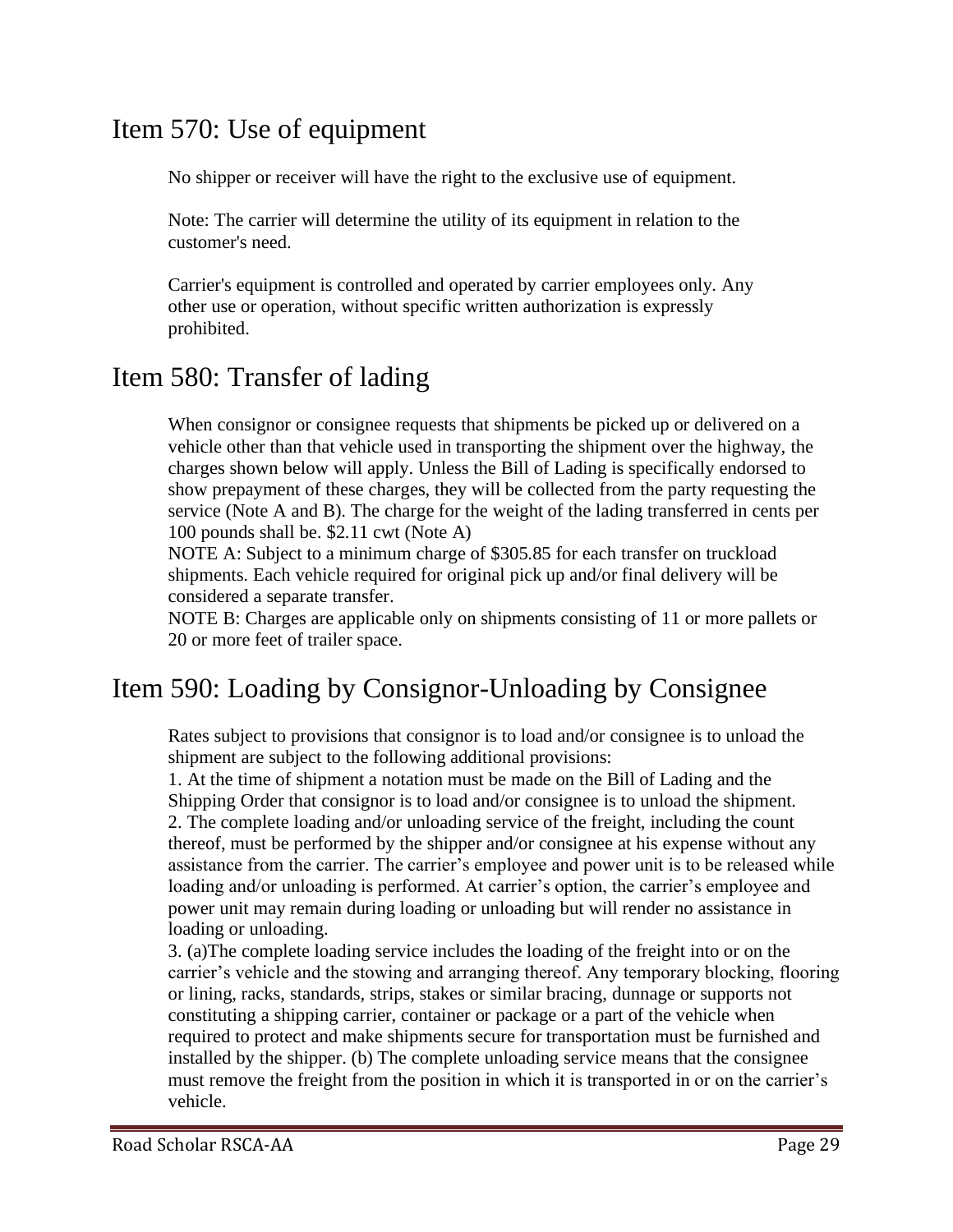## Item 570: Use of equipment

No shipper or receiver will have the right to the exclusive use of equipment.

Note: The carrier will determine the utility of its equipment in relation to the customer's need.

Carrier's equipment is controlled and operated by carrier employees only. Any other use or operation, without specific written authorization is expressly prohibited.

## Item 580: Transfer of lading

When consignor or consignee requests that shipments be picked up or delivered on a vehicle other than that vehicle used in transporting the shipment over the highway, the charges shown below will apply. Unless the Bill of Lading is specifically endorsed to show prepayment of these charges, they will be collected from the party requesting the service (Note A and B). The charge for the weight of the lading transferred in cents per 100 pounds shall be. $2.11 cwt (Note A)
NOTE A: Subject to a minimum charge of $305.85 for each transfer on truckload shipments. Each vehicle required for original pick up and/or final delivery will be considered a separate transfer.
NOTE B: Charges are applicable only on shipments consisting of 11 or more pallets or 20 or more feet of trailer space.

## Item 590: Loading by Consignor-Unloading by Consignee

Rates subject to provisions that consignor is to load and/or consignee is to unload the shipment are subject to the following additional provisions:
1. At the time of shipment a notation must be made on the Bill of Lading and the Shipping Order that consignor is to load and/or consignee is to unload the shipment.
2. The complete loading and/or unloading service of the freight, including the count thereof, must be performed by the shipper and/or consignee at his expense without any assistance from the carrier. The carrier's employee and power unit is to be released while loading and/or unloading is performed. At carrier's option, the carrier's employee and power unit may remain during loading or unloading but will render no assistance in loading or unloading.
3. (a)The complete loading service includes the loading of the freight into or on the carrier's vehicle and the stowing and arranging thereof. Any temporary blocking, flooring or lining, racks, standards, strips, stakes or similar bracing, dunnage or supports not constituting a shipping carrier, container or package or a part of the vehicle when required to protect and make shipments secure for transportation must be furnished and installed by the shipper. (b) The complete unloading service means that the consignee must remove the freight from the position in which it is transported in or on the carrier's vehicle.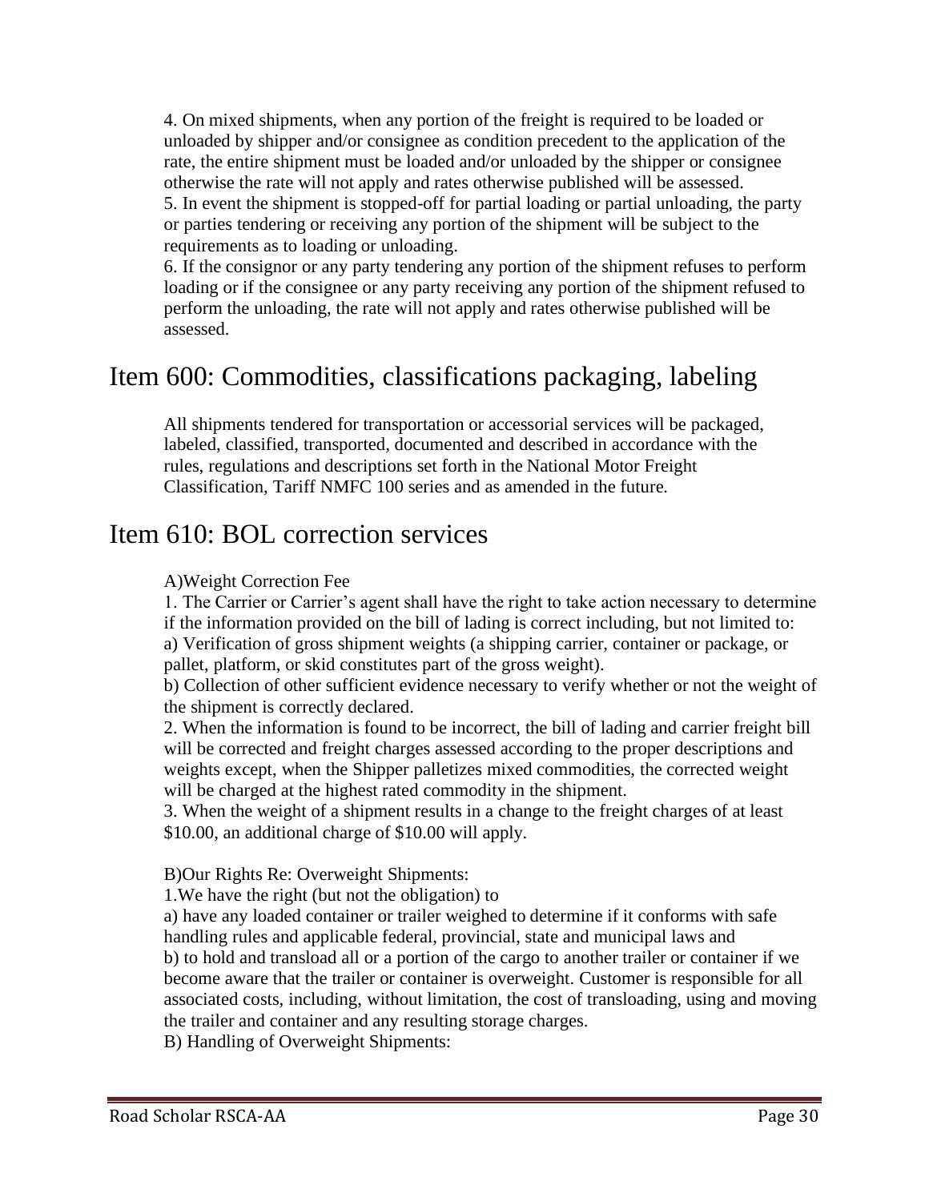4. On mixed shipments, when any portion of the freight is required to be loaded or unloaded by shipper and/or consignee as condition precedent to the application of the rate, the entire shipment must be loaded and/or unloaded by the shipper or consignee otherwise the rate will not apply and rates otherwise published will be assessed.
5. In event the shipment is stopped-off for partial loading or partial unloading, the party or parties tendering or receiving any portion of the shipment will be subject to the requirements as to loading or unloading.
6. If the consignor or any party tendering any portion of the shipment refuses to perform loading or if the consignee or any party receiving any portion of the shipment refused to perform the unloading, the rate will not apply and rates otherwise published will be assessed.

# Item 600: Commodities, classifications packaging, labeling

All shipments tendered for transportation or accessorial services will be packaged, labeled, classified, transported, documented and described in accordance with the rules, regulations and descriptions set forth in the National Motor Freight Classification, Tariff NMFC 100 series and as amended in the future.

# Item 610: BOL correction services

A)Weight Correction Fee

1. The Carrier or Carrier's agent shall have the right to take action necessary to determine if the information provided on the bill of lading is correct including, but not limited to:
a) Verification of gross shipment weights (a shipping carrier, container or package, or pallet, platform, or skid constitutes part of the gross weight).
b) Collection of other sufficient evidence necessary to verify whether or not the weight of the shipment is correctly declared.
2. When the information is found to be incorrect, the bill of lading and carrier freight bill will be corrected and freight charges assessed according to the proper descriptions and weights except, when the Shipper palletizes mixed commodities, the corrected weight will be charged at the highest rated commodity in the shipment.
3. When the weight of a shipment results in a change to the freight charges of at least $10.00, an additional charge of $10.00 will apply.

B)Our Rights Re: Overweight Shipments:

1.We have the right (but not the obligation) to
a) have any loaded container or trailer weighed to determine if it conforms with safe handling rules and applicable federal, provincial, state and municipal laws and
b) to hold and transload all or a portion of the cargo to another trailer or container if we become aware that the trailer or container is overweight. Customer is responsible for all associated costs, including, without limitation, the cost of transloading, using and moving the trailer and container and any resulting storage charges.

B) Handling of Overweight Shipments: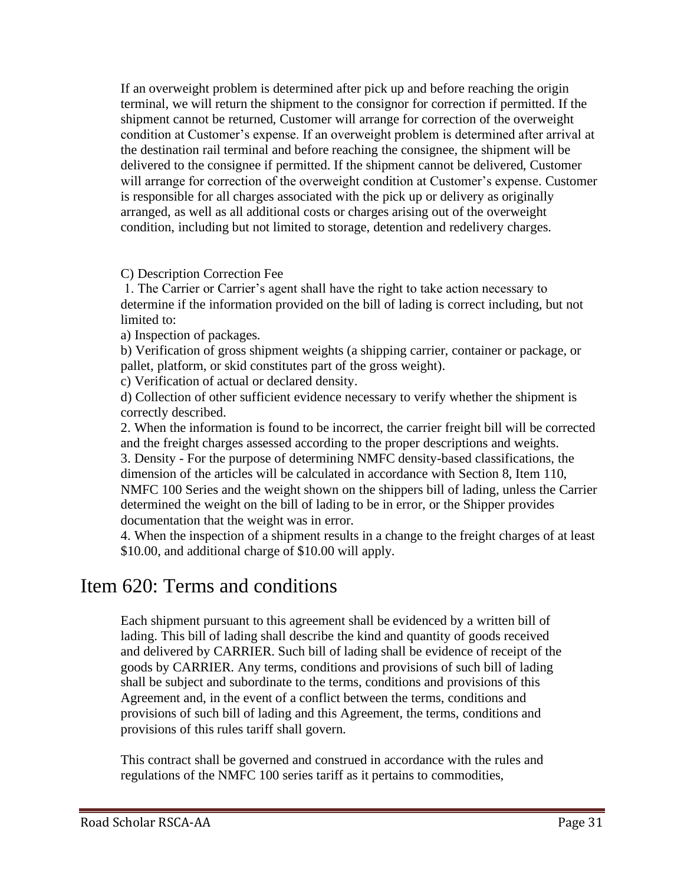If an overweight problem is determined after pick up and before reaching the origin terminal, we will return the shipment to the consignor for correction if permitted. If the shipment cannot be returned, Customer will arrange for correction of the overweight condition at Customer's expense. If an overweight problem is determined after arrival at the destination rail terminal and before reaching the consignee, the shipment will be delivered to the consignee if permitted. If the shipment cannot be delivered, Customer will arrange for correction of the overweight condition at Customer's expense. Customer is responsible for all charges associated with the pick up or delivery as originally arranged, as well as all additional costs or charges arising out of the overweight condition, including but not limited to storage, detention and redelivery charges.

C) Description Correction Fee

1. The Carrier or Carrier's agent shall have the right to take action necessary to determine if the information provided on the bill of lading is correct including, but not limited to:

a) Inspection of packages.

b) Verification of gross shipment weights (a shipping carrier, container or package, or pallet, platform, or skid constitutes part of the gross weight).

c) Verification of actual or declared density.

d) Collection of other sufficient evidence necessary to verify whether the shipment is correctly described.

2. When the information is found to be incorrect, the carrier freight bill will be corrected and the freight charges assessed according to the proper descriptions and weights.

3. Density - For the purpose of determining NMFC density-based classifications, the dimension of the articles will be calculated in accordance with Section 8, Item 110, NMFC 100 Series and the weight shown on the shippers bill of lading, unless the Carrier determined the weight on the bill of lading to be in error, or the Shipper provides documentation that the weight was in error.

4. When the inspection of a shipment results in a change to the freight charges of at least $10.00, and additional charge of $10.00 will apply.

# Item 620: Terms and conditions

Each shipment pursuant to this agreement shall be evidenced by a written bill of lading. This bill of lading shall describe the kind and quantity of goods received and delivered by CARRIER. Such bill of lading shall be evidence of receipt of the goods by CARRIER. Any terms, conditions and provisions of such bill of lading shall be subject and subordinate to the terms, conditions and provisions of this Agreement and, in the event of a conflict between the terms, conditions and provisions of such bill of lading and this Agreement, the terms, conditions and provisions of this rules tariff shall govern.

This contract shall be governed and construed in accordance with the rules and regulations of the NMFC 100 series tariff as it pertains to commodities,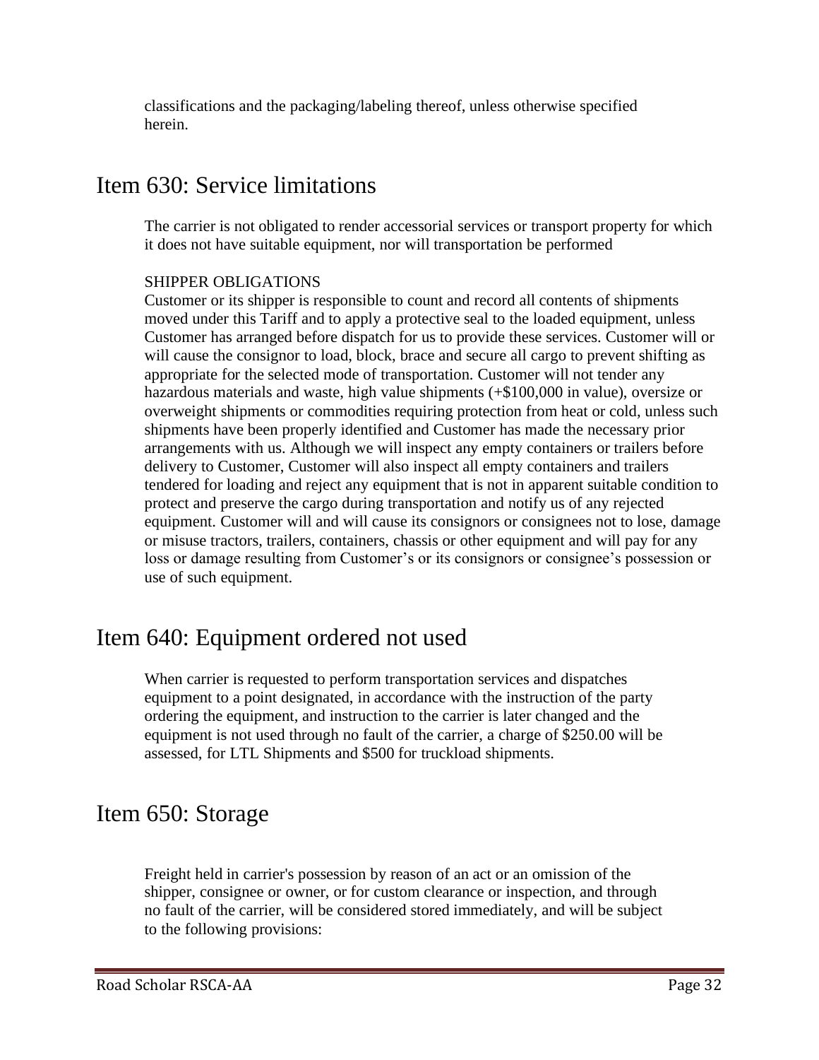classifications and the packaging/labeling thereof, unless otherwise specified herein.

## Item 630: Service limitations

The carrier is not obligated to render accessorial services or transport property for which it does not have suitable equipment, nor will transportation be performed

SHIPPER OBLIGATIONS
Customer or its shipper is responsible to count and record all contents of shipments moved under this Tariff and to apply a protective seal to the loaded equipment, unless Customer has arranged before dispatch for us to provide these services. Customer will or will cause the consignor to load, block, brace and secure all cargo to prevent shifting as appropriate for the selected mode of transportation. Customer will not tender any hazardous materials and waste, high value shipments (+$100,000 in value), oversize or overweight shipments or commodities requiring protection from heat or cold, unless such shipments have been properly identified and Customer has made the necessary prior arrangements with us. Although we will inspect any empty containers or trailers before delivery to Customer, Customer will also inspect all empty containers and trailers tendered for loading and reject any equipment that is not in apparent suitable condition to protect and preserve the cargo during transportation and notify us of any rejected equipment. Customer will and will cause its consignors or consignees not to lose, damage or misuse tractors, trailers, containers, chassis or other equipment and will pay for any loss or damage resulting from Customer's or its consignors or consignee's possession or use of such equipment.

## Item 640: Equipment ordered not used

When carrier is requested to perform transportation services and dispatches equipment to a point designated, in accordance with the instruction of the party ordering the equipment, and instruction to the carrier is later changed and the equipment is not used through no fault of the carrier, a charge of $250.00 will be assessed, for LTL Shipments and $500 for truckload shipments.

## Item 650: Storage

Freight held in carrier's possession by reason of an act or an omission of the shipper, consignee or owner, or for custom clearance or inspection, and through no fault of the carrier, will be considered stored immediately, and will be subject to the following provisions: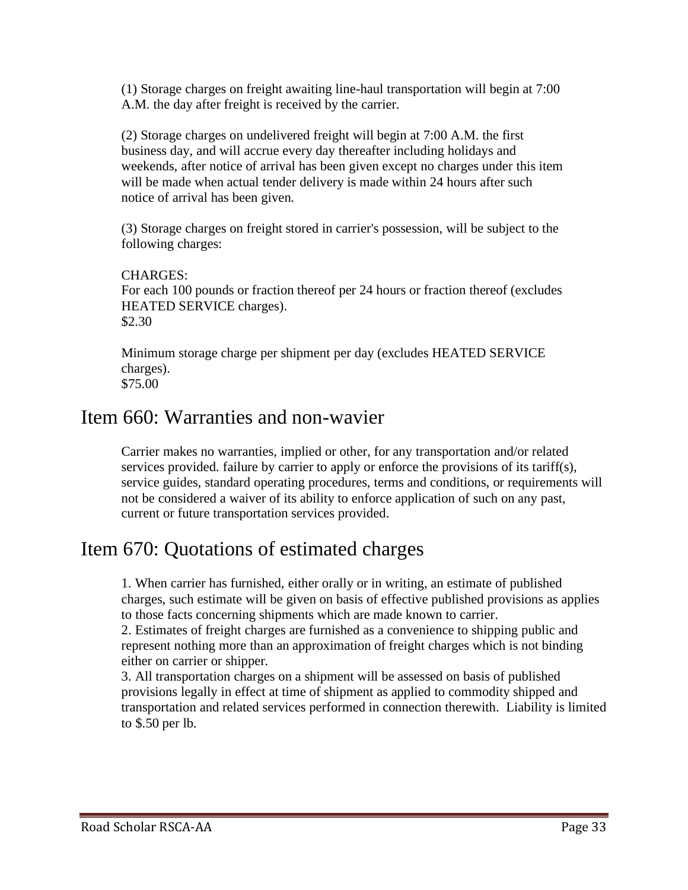(1) Storage charges on freight awaiting line-haul transportation will begin at 7:00 A.M. the day after freight is received by the carrier.

(2) Storage charges on undelivered freight will begin at 7:00 A.M. the first business day, and will accrue every day thereafter including holidays and weekends, after notice of arrival has been given except no charges under this item will be made when actual tender delivery is made within 24 hours after such notice of arrival has been given.

(3) Storage charges on freight stored in carrier's possession, will be subject to the following charges:

CHARGES:
For each 100 pounds or fraction thereof per 24 hours or fraction thereof (excludes HEATED SERVICE charges).
$2.30

Minimum storage charge per shipment per day (excludes HEATED SERVICE charges).
$75.00

# Item 660: Warranties and non-wavier

Carrier makes no warranties, implied or other, for any transportation and/or related services provided. failure by carrier to apply or enforce the provisions of its tariff(s), service guides, standard operating procedures, terms and conditions, or requirements will not be considered a waiver of its ability to enforce application of such on any past, current or future transportation services provided.

# Item 670: Quotations of estimated charges

1. When carrier has furnished, either orally or in writing, an estimate of published charges, such estimate will be given on basis of effective published provisions as applies to those facts concerning shipments which are made known to carrier.
2. Estimates of freight charges are furnished as a convenience to shipping public and represent nothing more than an approximation of freight charges which is not binding either on carrier or shipper.
3. All transportation charges on a shipment will be assessed on basis of published provisions legally in effect at time of shipment as applied to commodity shipped and transportation and related services performed in connection therewith. Liability is limited to $.50 per lb.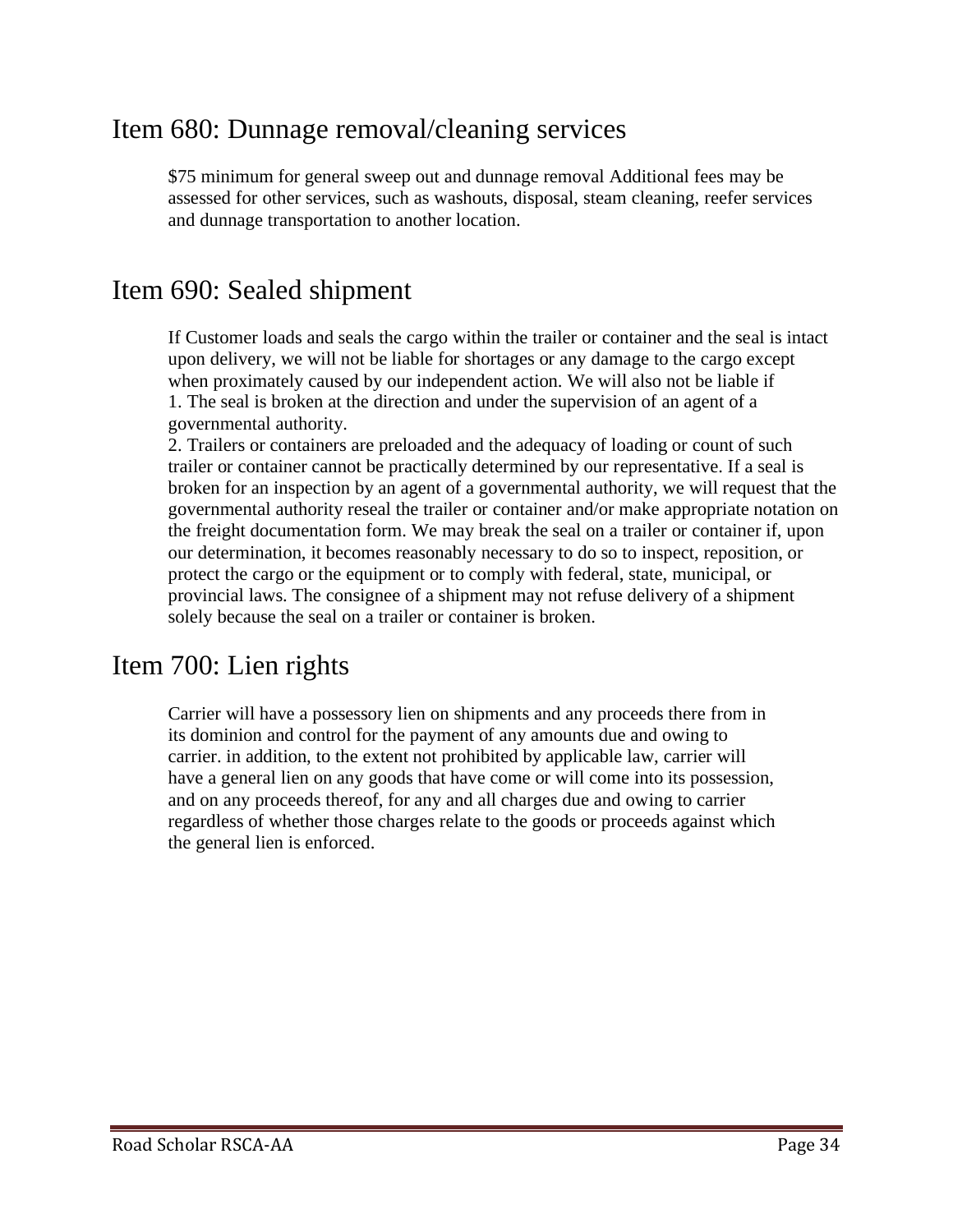## Item 680: Dunnage removal/cleaning services

$75 minimum for general sweep out and dunnage removal Additional fees may be assessed for other services, such as washouts, disposal, steam cleaning, reefer services and dunnage transportation to another location.

## Item 690: Sealed shipment

If Customer loads and seals the cargo within the trailer or container and the seal is intact upon delivery, we will not be liable for shortages or any damage to the cargo except when proximately caused by our independent action. We will also not be liable if

1. The seal is broken at the direction and under the supervision of an agent of a governmental authority.
2. Trailers or containers are preloaded and the adequacy of loading or count of such trailer or container cannot be practically determined by our representative. If a seal is broken for an inspection by an agent of a governmental authority, we will request that the governmental authority reseal the trailer or container and/or make appropriate notation on the freight documentation form. We may break the seal on a trailer or container if, upon our determination, it becomes reasonably necessary to do so to inspect, reposition, or protect the cargo or the equipment or to comply with federal, state, municipal, or provincial laws. The consignee of a shipment may not refuse delivery of a shipment solely because the seal on a trailer or container is broken.

## Item 700: Lien rights

Carrier will have a possessory lien on shipments and any proceeds there from in its dominion and control for the payment of any amounts due and owing to carrier. in addition, to the extent not prohibited by applicable law, carrier will have a general lien on any goods that have come or will come into its possession, and on any proceeds thereof, for any and all charges due and owing to carrier regardless of whether those charges relate to the goods or proceeds against which the general lien is enforced.